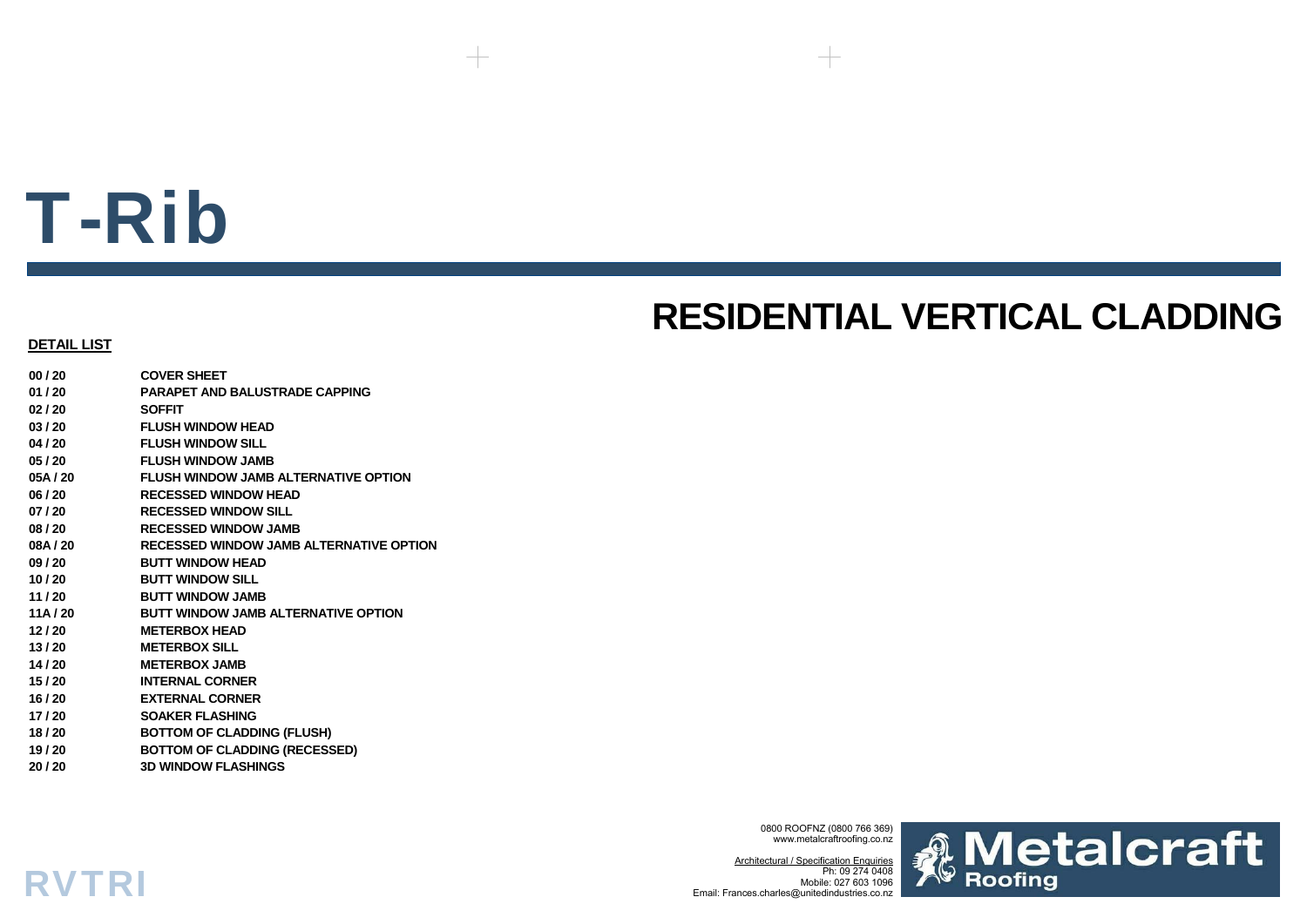# T-Rib

## RESIDENTIAL VERTICAL CLADDING

**DETAIL LIST**

| | |
|---|---|
| **00 / 20** | **COVER SHEET** |
| **01 / 20** | **PARAPET AND BALUSTRADE CAPPING** |
| **02 / 20** | **SOFFIT** |
| **03 / 20** | **FLUSH WINDOW HEAD** |
| **04 / 20** | **FLUSH WINDOW SILL** |
| **05 / 20** | **FLUSH WINDOW JAMB** |
| **05A / 20** | **FLUSH WINDOW JAMB ALTERNATIVE OPTION** |
| **06 / 20** | **RECESSED WINDOW HEAD** |
| **07 / 20** | **RECESSED WINDOW SILL** |
| **08 / 20** | **RECESSED WINDOW JAMB** |
| **08A / 20** | **RECESSED WINDOW JAMB ALTERNATIVE OPTION** |
| **09 / 20** | **BUTT WINDOW HEAD** |
| **10 / 20** | **BUTT WINDOW SILL** |
| **11 / 20** | **BUTT WINDOW JAMB** |
| **11A / 20** | **BUTT WINDOW JAMB ALTERNATIVE OPTION** |
| **12 / 20** | **METERBOX HEAD** |
| **13 / 20** | **METERBOX SILL** |
| **14 / 20** | **METERBOX JAMB** |
| **15 / 20** | **INTERNAL CORNER** |
| **16 / 20** | **EXTERNAL CORNER** |
| **17 / 20** | **SOAKER FLASHING** |
| **18 / 20** | **BOTTOM OF CLADDING (FLUSH)** |
| **19 / 20** | **BOTTOM OF CLADDING (RECESSED)** |
| **20 / 20** | **3D WINDOW FLASHINGS** |

0800 ROOFNZ (0800 766 369)
www.metalcraftroofing.co.nz

Architectural / Specification Enquiries
Ph: 09 274 0408
Mobile: 027 603 1096
Email: Frances.charles@unitedindustries.co.nz

Metalcraft Roofing

RVTRI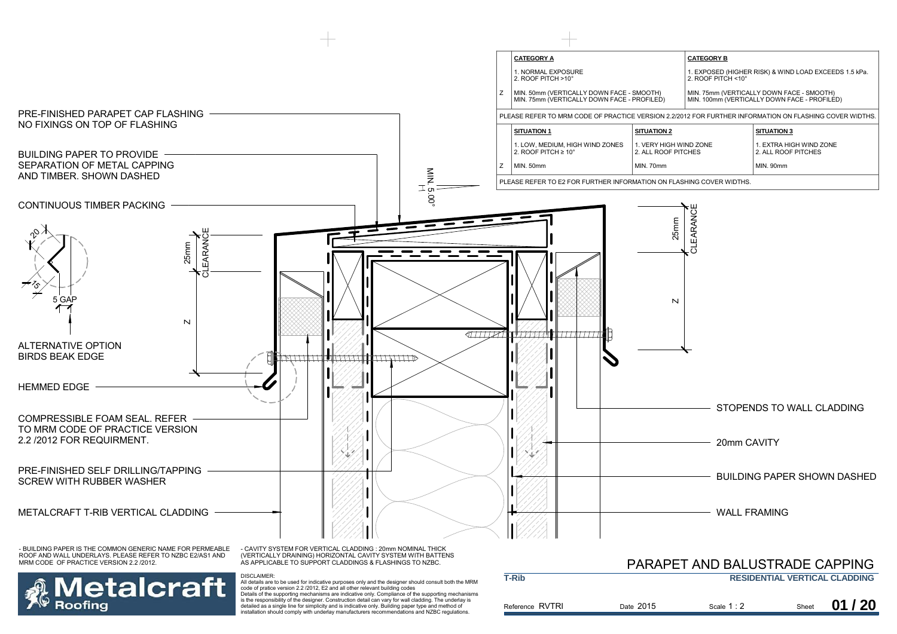| | CATEGORY A | CATEGORY B |
|---|---|---|
| | 1. NORMAL EXPOSURE<br>2. ROOF PITCH >10° | 1. EXPOSED (HIGHER RISK) & WIND LOAD EXCEEDS 1.5 kPa.<br>2. ROOF PITCH <10° |
| Z | MIN. 50mm (VERTICALLY DOWN FACE - SMOOTH)<br>MIN. 75mm (VERTICALLY DOWN FACE - PROFILED) | MIN. 75mm (VERTICALLY DOWN FACE - SMOOTH)<br>MIN. 100mm (VERTICALLY DOWN FACE - PROFILED) |

PLEASE REFER TO MRM CODE OF PRACTICE VERSION 2.2/2012 FOR FURTHER INFORMATION ON FLASHING COVER WIDTHS.

| | SITUATION 1 | SITUATION 2 | SITUATION 3 |
|---|---|---|---|
| | 1. LOW, MEDIUM, HIGH WIND ZONES<br>2. ROOF PITCH ≥ 10° | 1. VERY HIGH WIND ZONE<br>2. ALL ROOF PITCHES | 1. EXTRA HIGH WIND ZONE<br>2. ALL ROOF PITCHES |
| Z | MIN. 50mm | MIN. 70mm | MIN. 90mm |

PLEASE REFER TO E2 FOR FURTHER INFORMATION ON FLASHING COVER WIDTHS.

PRE-FINISHED PARAPET CAP FLASHING
NO FIXINGS ON TOP OF FLASHING

BUILDING PAPER TO PROVIDE SEPARATION OF METAL CAPPING AND TIMBER. SHOWN DASHED

CONTINUOUS TIMBER PACKING

MIN. 5.00°

20

15

5 GAP

25mm CLEARANCE

Z

ALTERNATIVE OPTION
BIRDS BEAK EDGE

HEMMED EDGE

COMPRESSIBLE FOAM SEAL. REFER TO MRM CODE OF PRACTICE VERSION 2.2 /2012 FOR REQUIRMENT.

PRE-FINISHED SELF DRILLING/TAPPING SCREW WITH RUBBER WASHER

METALCRAFT T-RIB VERTICAL CLADDING

STOPENDS TO WALL CLADDING

20mm CAVITY

BUILDING PAPER SHOWN DASHED

WALL FRAMING

- BUILDING PAPER IS THE COMMON GENERIC NAME FOR PERMEABLE ROOF AND WALL UNDERLAYS. PLEASE REFER TO NZBC E2/AS1 AND MRM CODE OF PRACTICE VERSION 2.2 /2012.

- CAVITY SYSTEM FOR VERTICAL CLADDING : 20mm NOMINAL THICK (VERTICALLY DRAINING) HORIZONTAL CAVITY SYSTEM WITH BATTENS AS APPLICABLE TO SUPPORT CLADDINGS & FLASHINGS TO NZBC.

Metalcraft Roofing

DISCLAIMER:
All details are to be used for indicative purposes only and the designer should consult both the MRM code of pratice version 2.2 /2012, E2 and all other relevant building codes
Details of the supporting mechanisms are indicative only. Compliance of the supporting mechanisms is the responsibility of the designer. Construction detail can vary for wall cladding. The underlay is detailed as a single line for simplicity and is indicative only. Building paper type and method of installation should comply with underlay manufacturers recommendations and NZBC regulations.

# PARAPET AND BALUSTRADE CAPPING

T-Rib — RESIDENTIAL VERTICAL CLADDING

Reference RVTRI | Date 2015 | Scale 1 : 2 | Sheet 01 / 20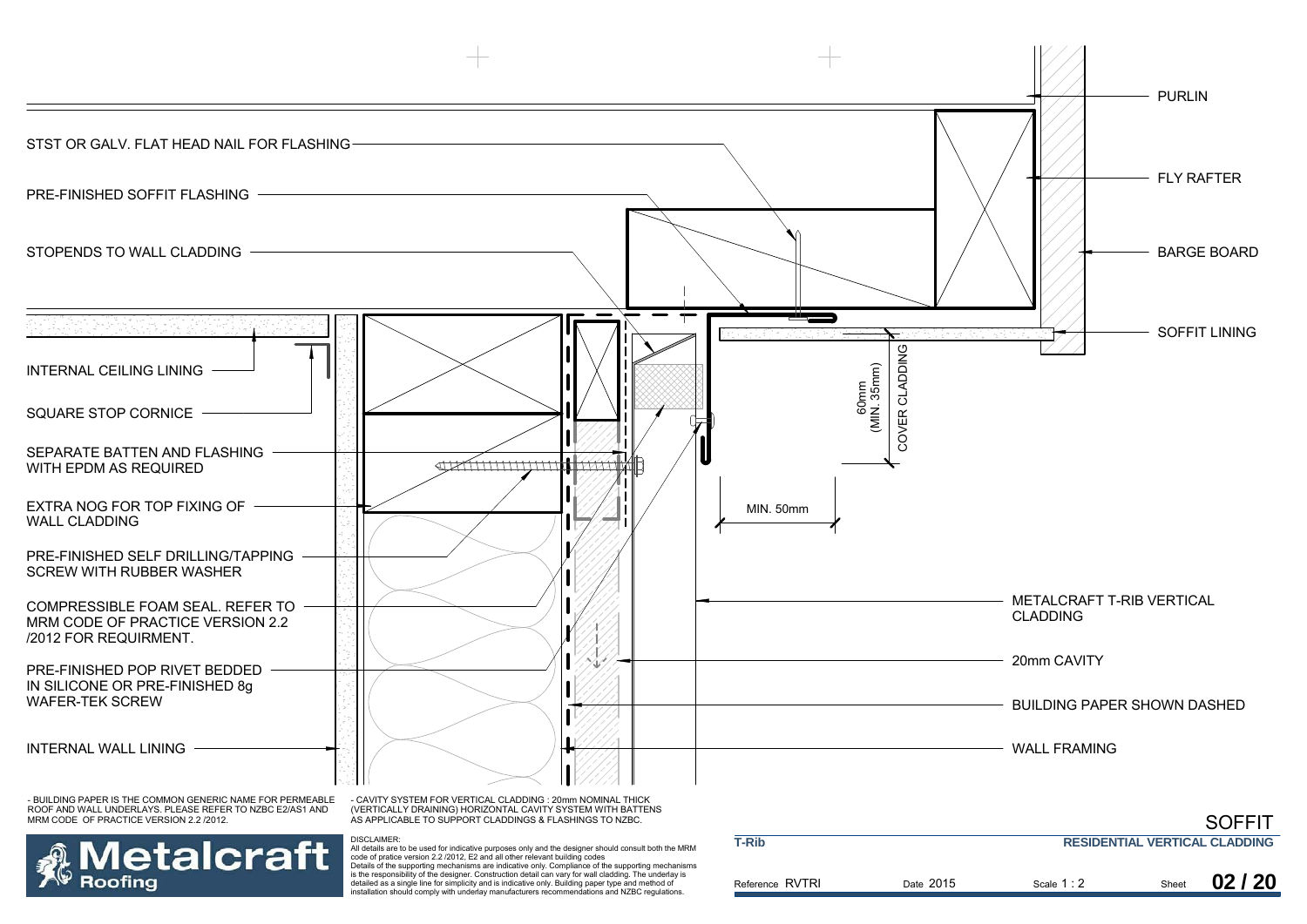# SOFFIT

PURLIN

FLY RAFTER

BARGE BOARD

SOFFIT LINING

STST OR GALV. FLAT HEAD NAIL FOR FLASHING

PRE-FINISHED SOFFIT FLASHING

STOPENDS TO WALL CLADDING

INTERNAL CEILING LINING

SQUARE STOP CORNICE

SEPARATE BATTEN AND FLASHING WITH EPDM AS REQUIRED

EXTRA NOG FOR TOP FIXING OF WALL CLADDING

PRE-FINISHED SELF DRILLING/TAPPING SCREW WITH RUBBER WASHER

COMPRESSIBLE FOAM SEAL. REFER TO MRM CODE OF PRACTICE VERSION 2.2 /2012 FOR REQUIRMENT.

PRE-FINISHED POP RIVET BEDDED IN SILICONE OR PRE-FINISHED 8g WAFER-TEK SCREW

INTERNAL WALL LINING

60mm (MIN. 35mm) COVER CLADDING

MIN. 50mm

METALCRAFT T-RIB VERTICAL CLADDING

20mm CAVITY

BUILDING PAPER SHOWN DASHED

WALL FRAMING

- BUILDING PAPER IS THE COMMON GENERIC NAME FOR PERMEABLE ROOF AND WALL UNDERLAYS. PLEASE REFER TO NZBC E2/AS1 AND MRM CODE OF PRACTICE VERSION 2.2 /2012.

- CAVITY SYSTEM FOR VERTICAL CLADDING : 20mm NOMINAL THICK (VERTICALLY DRAINING) HORIZONTAL CAVITY SYSTEM WITH BATTENS AS APPLICABLE TO SUPPORT CLADDINGS & FLASHINGS TO NZBC.

DISCLAIMER:
All details are to be used for indicative purposes only and the designer should consult both the MRM code of pratice version 2.2 /2012, E2 and all other relevant building codes
Details of the supporting mechanisms are indicative only. Compliance of the supporting mechanisms is the responsibility of the designer. Construction detail can vary for wall cladding. The underlay is detailed as a single line for simplicity and is indicative only. Building paper type and method of installation should comply with underlay manufacturers recommendations and NZBC regulations.

Metalcraft Roofing

| T-Rib | | RESIDENTIAL VERTICAL CLADDING | |
|---|---|---|---|
| Reference RVTRI | Date 2015 | Scale 1 : 2 | Sheet 02 / 20 |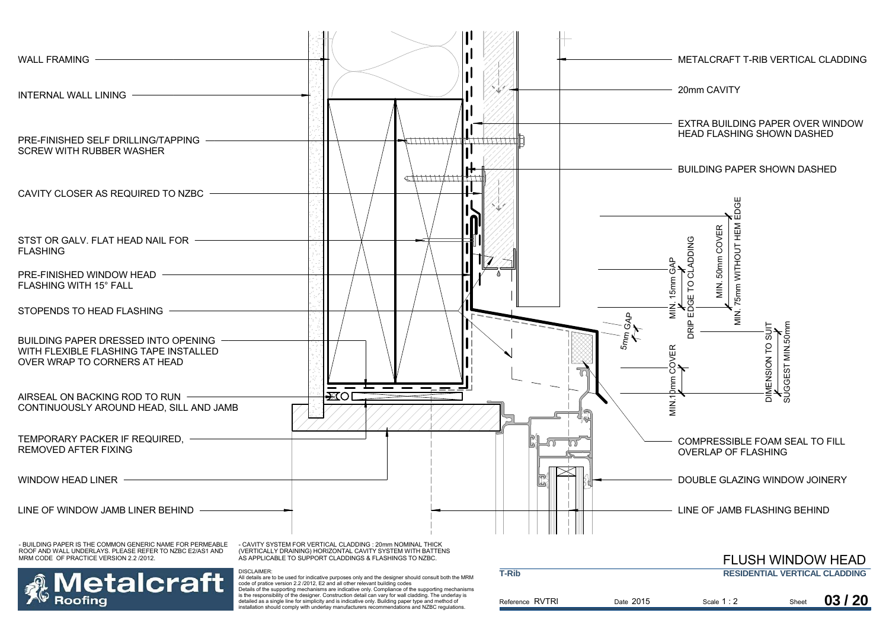WALL FRAMING

INTERNAL WALL LINING

PRE-FINISHED SELF DRILLING/TAPPING SCREW WITH RUBBER WASHER

CAVITY CLOSER AS REQUIRED TO NZBC

STST OR GALV. FLAT HEAD NAIL FOR FLASHING

PRE-FINISHED WINDOW HEAD FLASHING WITH 15° FALL

STOPENDS TO HEAD FLASHING

BUILDING PAPER DRESSED INTO OPENING WITH FLEXIBLE FLASHING TAPE INSTALLED OVER WRAP TO CORNERS AT HEAD

AIRSEAL ON BACKING ROD TO RUN CONTINUOUSLY AROUND HEAD, SILL AND JAMB

TEMPORARY PACKER IF REQUIRED, REMOVED AFTER FIXING

WINDOW HEAD LINER

LINE OF WINDOW JAMB LINER BEHIND

METALCRAFT T-RIB VERTICAL CLADDING

20mm CAVITY

EXTRA BUILDING PAPER OVER WINDOW HEAD FLASHING SHOWN DASHED

BUILDING PAPER SHOWN DASHED

MIN. 75mm WITHOUT HEM EDGE

MIN. 50mm COVER

DRIP EDGE TO CLADDING

MIN. 15mm GAP

5mm GAP

MIN.10mm COVER

DIMENSION TO SUIT

SUGGEST MIN.50mm

COMPRESSIBLE FOAM SEAL TO FILL OVERLAP OF FLASHING

DOUBLE GLAZING WINDOW JOINERY

LINE OF JAMB FLASHING BEHIND

- BUILDING PAPER IS THE COMMON GENERIC NAME FOR PERMEABLE ROOF AND WALL UNDERLAYS. PLEASE REFER TO NZBC E2/AS1 AND MRM CODE OF PRACTICE VERSION 2.2 /2012.

- CAVITY SYSTEM FOR VERTICAL CLADDING : 20mm NOMINAL THICK (VERTICALLY DRAINING) HORIZONTAL CAVITY SYSTEM WITH BATTENS AS APPLICABLE TO SUPPORT CLADDINGS & FLASHINGS TO NZBC.

DISCLAIMER:
All details are to be used for indicative purposes only and the designer should consult both the MRM code of pratice version 2.2 /2012, E2 and all other relevant building codes
Details of the supporting mechanisms are indicative only. Compliance of the supporting mechanisms is the responsibility of the designer. Construction detail can vary for wall cladding. The underlay is detailed as a single line for simplicity and is indicative only. Building paper type and method of installation should comply with underlay manufacturers recommendations and NZBC regulations.

Metalcraft Roofing

# FLUSH WINDOW HEAD

T-Rib

**RESIDENTIAL VERTICAL CLADDING**

Reference RVTRI | Date 2015 | Scale 1 : 2 | Sheet **03 / 20**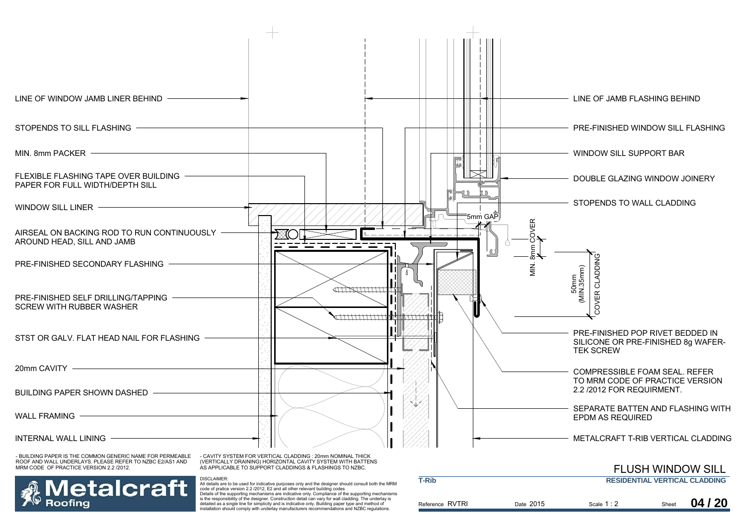LINE OF WINDOW JAMB LINER BEHIND

STOPENDS TO SILL FLASHING

MIN. 8mm PACKER

FLEXIBLE FLASHING TAPE OVER BUILDING PAPER FOR FULL WIDTH/DEPTH SILL

WINDOW SILL LINER

AIRSEAL ON BACKING ROD TO RUN CONTINUOUSLY AROUND HEAD, SILL AND JAMB

PRE-FINISHED SECONDARY FLASHING

PRE-FINISHED SELF DRILLING/TAPPING SCREW WITH RUBBER WASHER

STST OR GALV. FLAT HEAD NAIL FOR FLASHING

20mm CAVITY

BUILDING PAPER SHOWN DASHED

WALL FRAMING

INTERNAL WALL LINING

LINE OF JAMB FLASHING BEHIND

PRE-FINISHED WINDOW SILL FLASHING

WINDOW SILL SUPPORT BAR

DOUBLE GLAZING WINDOW JOINERY

STOPENDS TO WALL CLADDING

5mm GAP

MIN. 8mm COVER

50mm (MIN.35mm) COVER CLADDING

PRE-FINISHED POP RIVET BEDDED IN SILICONE OR PRE-FINISHED 8g WAFER-TEK SCREW

COMPRESSIBLE FOAM SEAL. REFER TO MRM CODE OF PRACTICE VERSION 2.2 /2012 FOR REQUIRMENT.

SEPARATE BATTEN AND FLASHING WITH EPDM AS REQUIRED

METALCRAFT T-RIB VERTICAL CLADDING

- BUILDING PAPER IS THE COMMON GENERIC NAME FOR PERMEABLE ROOF AND WALL UNDERLAYS. PLEASE REFER TO NZBC E2/AS1 AND MRM CODE OF PRACTICE VERSION 2.2 /2012.

- CAVITY SYSTEM FOR VERTICAL CLADDING : 20mm NOMINAL THICK (VERTICALLY DRAINING) HORIZONTAL CAVITY SYSTEM WITH BATTENS AS APPLICABLE TO SUPPORT CLADDINGS & FLASHINGS TO NZBC.

Metalcraft Roofing

DISCLAIMER:
All details are to be used for indicative purposes only and the designer should consult both the MRM code of pratice version 2.2 /2012, E2 and all other relevant building codes
Details of the supporting mechanisms are indicative only. Compliance of the supporting mechanisms is the responsibility of the designer. Construction detail can vary for wall cladding. The underlay is detailed as a single line for simplicity and is indicative only. Building paper type and method of installation should comply with underlay manufacturers recommendations and NZBC regulations.

## FLUSH WINDOW SILL

T-Rib — RESIDENTIAL VERTICAL CLADDING

Reference RVTRI | Date 2015 | Scale 1 : 2 | Sheet 04 / 20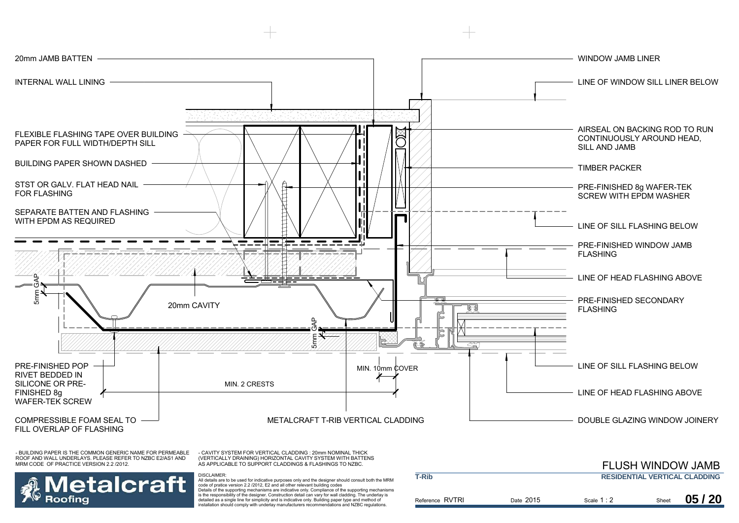20mm JAMB BATTEN

INTERNAL WALL LINING

FLEXIBLE FLASHING TAPE OVER BUILDING PAPER FOR FULL WIDTH/DEPTH SILL

BUILDING PAPER SHOWN DASHED

STST OR GALV. FLAT HEAD NAIL FOR FLASHING

SEPARATE BATTEN AND FLASHING WITH EPDM AS REQUIRED

5mm GAP

20mm CAVITY

5mm GAP

PRE-FINISHED POP RIVET BEDDED IN SILICONE OR PRE-FINISHED 8g WAFER-TEK SCREW

MIN. 2 CRESTS

MIN. 10mm COVER

COMPRESSIBLE FOAM SEAL TO FILL OVERLAP OF FLASHING

METALCRAFT T-RIB VERTICAL CLADDING

WINDOW JAMB LINER

LINE OF WINDOW SILL LINER BELOW

AIRSEAL ON BACKING ROD TO RUN CONTINUOUSLY AROUND HEAD, SILL AND JAMB

TIMBER PACKER

PRE-FINISHED 8g WAFER-TEK SCREW WITH EPDM WASHER

LINE OF SILL FLASHING BELOW

PRE-FINISHED WINDOW JAMB FLASHING

LINE OF HEAD FLASHING ABOVE

PRE-FINISHED SECONDARY FLASHING

LINE OF SILL FLASHING BELOW

LINE OF HEAD FLASHING ABOVE

DOUBLE GLAZING WINDOW JOINERY

- BUILDING PAPER IS THE COMMON GENERIC NAME FOR PERMEABLE ROOF AND WALL UNDERLAYS. PLEASE REFER TO NZBC E2/AS1 AND MRM CODE OF PRACTICE VERSION 2.2 /2012.

- CAVITY SYSTEM FOR VERTICAL CLADDING : 20mm NOMINAL THICK (VERTICALLY DRAINING) HORIZONTAL CAVITY SYSTEM WITH BATTENS AS APPLICABLE TO SUPPORT CLADDINGS & FLASHINGS TO NZBC.

Metalcraft Roofing

DISCLAIMER:
All details are to be used for indicative purposes only and the designer should consult both the MRM code of pratice version 2.2 /2012, E2 and all other relevant building codes
Details of the supporting mechanisms are indicative only. Compliance of the supporting mechanisms is the responsibility of the designer. Construction detail can vary for wall cladding. The underlay is detailed as a single line for simplicity and is indicative only. Building paper type and method of installation should comply with underlay manufacturers recommendations and NZBC regulations.

## FLUSH WINDOW JAMB

**T-Rib** | **RESIDENTIAL VERTICAL CLADDING**

Reference RVTRI | Date 2015 | Scale 1 : 2 | Sheet **05 / 20**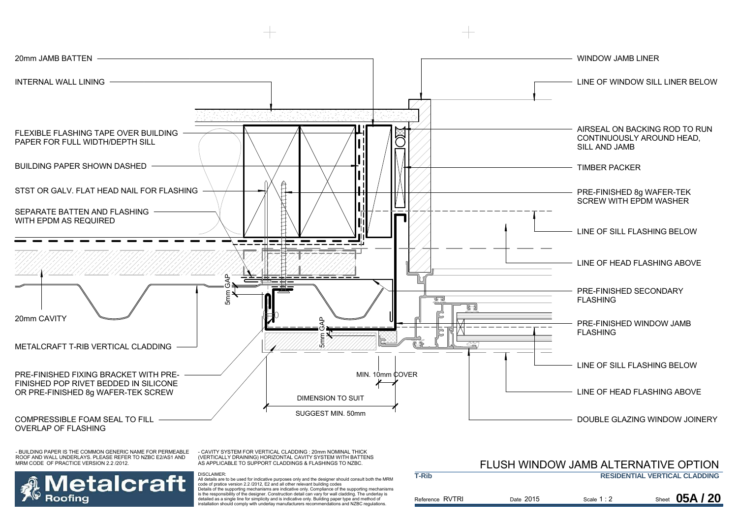20mm JAMB BATTEN

INTERNAL WALL LINING

FLEXIBLE FLASHING TAPE OVER BUILDING PAPER FOR FULL WIDTH/DEPTH SILL

BUILDING PAPER SHOWN DASHED

STST OR GALV. FLAT HEAD NAIL FOR FLASHING

SEPARATE BATTEN AND FLASHING WITH EPDM AS REQUIRED

20mm CAVITY

METALCRAFT T-RIB VERTICAL CLADDING

PRE-FINISHED FIXING BRACKET WITH PRE-FINISHED POP RIVET BEDDED IN SILICONE OR PRE-FINISHED 8g WAFER-TEK SCREW

COMPRESSIBLE FOAM SEAL TO FILL OVERLAP OF FLASHING

5mm GAP

5mm GAP

MIN. 10mm COVER

DIMENSION TO SUIT

SUGGEST MIN. 50mm

WINDOW JAMB LINER

LINE OF WINDOW SILL LINER BELOW

AIRSEAL ON BACKING ROD TO RUN CONTINUOUSLY AROUND HEAD, SILL AND JAMB

TIMBER PACKER

PRE-FINISHED 8g WAFER-TEK SCREW WITH EPDM WASHER

LINE OF SILL FLASHING BELOW

LINE OF HEAD FLASHING ABOVE

PRE-FINISHED SECONDARY FLASHING

PRE-FINISHED WINDOW JAMB FLASHING

LINE OF SILL FLASHING BELOW

LINE OF HEAD FLASHING ABOVE

DOUBLE GLAZING WINDOW JOINERY

- BUILDING PAPER IS THE COMMON GENERIC NAME FOR PERMEABLE ROOF AND WALL UNDERLAYS. PLEASE REFER TO NZBC E2/AS1 AND MRM CODE OF PRACTICE VERSION 2.2 /2012.

- CAVITY SYSTEM FOR VERTICAL CLADDING : 20mm NOMINAL THICK (VERTICALLY DRAINING) HORIZONTAL CAVITY SYSTEM WITH BATTENS AS APPLICABLE TO SUPPORT CLADDINGS & FLASHINGS TO NZBC.

DISCLAIMER:
All details are to be used for indicative purposes only and the designer should consult both the MRM code of pratice version 2.2 /2012, E2 and all other relevant building codes
Details of the supporting mechanisms are indicative only. Compliance of the supporting mechanisms is the responsibility of the designer. Construction detail can vary for wall cladding. The underlay is detailed as a single line for simplicity and is indicative only. Building paper type and method of installation should comply with underlay manufacturers recommendations and NZBC regulations.

Metalcraft Roofing

# FLUSH WINDOW JAMB ALTERNATIVE OPTION

T-Rib — RESIDENTIAL VERTICAL CLADDING

| Reference | Date | Scale | Sheet |
|---|---|---|---|
| RVTRI | 2015 | 1 : 2 | 05A / 20 |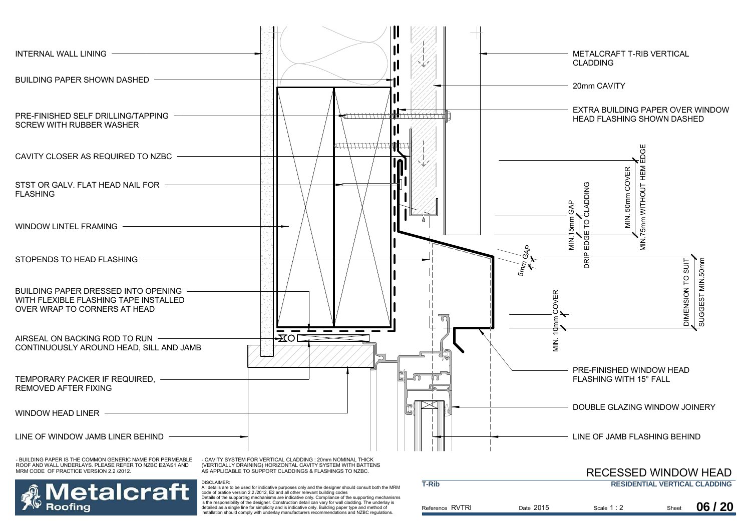INTERNAL WALL LINING

BUILDING PAPER SHOWN DASHED

PRE-FINISHED SELF DRILLING/TAPPING SCREW WITH RUBBER WASHER

CAVITY CLOSER AS REQUIRED TO NZBC

STST OR GALV. FLAT HEAD NAIL FOR FLASHING

WINDOW LINTEL FRAMING

STOPENDS TO HEAD FLASHING

BUILDING PAPER DRESSED INTO OPENING WITH FLEXIBLE FLASHING TAPE INSTALLED OVER WRAP TO CORNERS AT HEAD

AIRSEAL ON BACKING ROD TO RUN CONTINUOUSLY AROUND HEAD, SILL AND JAMB

TEMPORARY PACKER IF REQUIRED, REMOVED AFTER FIXING

WINDOW HEAD LINER

LINE OF WINDOW JAMB LINER BEHIND

METALCRAFT T-RIB VERTICAL CLADDING

20mm CAVITY

EXTRA BUILDING PAPER OVER WINDOW HEAD FLASHING SHOWN DASHED

MIN.75mm WITHOUT HEM EDGE

MIN. 50mm COVER

DRIP EDGE TO CLADDING

MIN.15mm GAP

5mm GAP

MIN. 10mm COVER

DIMENSION TO SUIT SUGGEST MIN.50mm

PRE-FINISHED WINDOW HEAD FLASHING WITH 15° FALL

DOUBLE GLAZING WINDOW JOINERY

LINE OF JAMB FLASHING BEHIND

- BUILDING PAPER IS THE COMMON GENERIC NAME FOR PERMEABLE ROOF AND WALL UNDERLAYS. PLEASE REFER TO NZBC E2/AS1 AND MRM CODE OF PRACTICE VERSION 2.2 /2012.

- CAVITY SYSTEM FOR VERTICAL CLADDING : 20mm NOMINAL THICK (VERTICALLY DRAINING) HORIZONTAL CAVITY SYSTEM WITH BATTENS AS APPLICABLE TO SUPPORT CLADDINGS & FLASHINGS TO NZBC.

# RECESSED WINDOW HEAD

**T-Rib** — **RESIDENTIAL VERTICAL CLADDING**

Metalcraft Roofing

DISCLAIMER:
All details are to be used for indicative purposes only and the designer should consult both the MRM code of pratice version 2.2 /2012, E2 and all other relevant building codes
Details of the supporting mechanisms are indicative only. Compliance of the supporting mechanisms is the responsibility of the designer. Construction detail can vary for wall cladding. The underlay is detailed as a single line for simplicity and is indicative only. Building paper type and method of installation should comply with underlay manufacturers recommendations and NZBC regulations.

| Reference RVTRI | Date 2015 | Scale 1 : 2 | Sheet 06 / 20 |
|---|---|---|---|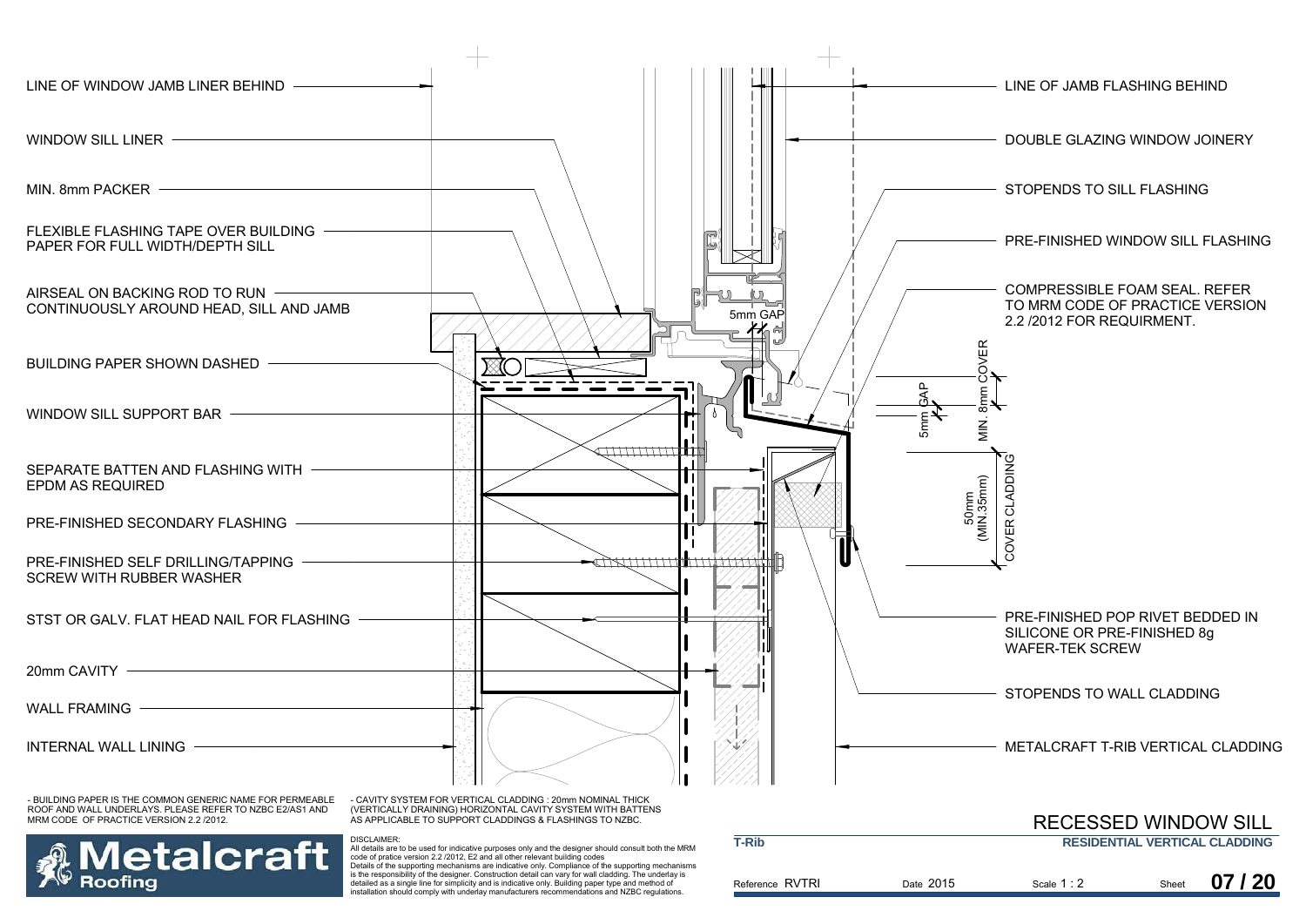LINE OF WINDOW JAMB LINER BEHIND

WINDOW SILL LINER

MIN. 8mm PACKER

FLEXIBLE FLASHING TAPE OVER BUILDING PAPER FOR FULL WIDTH/DEPTH SILL

AIRSEAL ON BACKING ROD TO RUN CONTINUOUSLY AROUND HEAD, SILL AND JAMB

BUILDING PAPER SHOWN DASHED

WINDOW SILL SUPPORT BAR

SEPARATE BATTEN AND FLASHING WITH EPDM AS REQUIRED

PRE-FINISHED SECONDARY FLASHING

PRE-FINISHED SELF DRILLING/TAPPING SCREW WITH RUBBER WASHER

STST OR GALV. FLAT HEAD NAIL FOR FLASHING

20mm CAVITY

WALL FRAMING

INTERNAL WALL LINING

LINE OF JAMB FLASHING BEHIND

DOUBLE GLAZING WINDOW JOINERY

STOPENDS TO SILL FLASHING

PRE-FINISHED WINDOW SILL FLASHING

COMPRESSIBLE FOAM SEAL. REFER TO MRM CODE OF PRACTICE VERSION 2.2 /2012 FOR REQUIRMENT.

5mm GAP

5mm GAP

MIN. 8mm COVER

50mm (MIN.35mm) COVER CLADDING

PRE-FINISHED POP RIVET BEDDED IN SILICONE OR PRE-FINISHED 8g WAFER-TEK SCREW

STOPENDS TO WALL CLADDING

METALCRAFT T-RIB VERTICAL CLADDING

- BUILDING PAPER IS THE COMMON GENERIC NAME FOR PERMEABLE ROOF AND WALL UNDERLAYS. PLEASE REFER TO NZBC E2/AS1 AND MRM CODE OF PRACTICE VERSION 2.2 /2012.

- CAVITY SYSTEM FOR VERTICAL CLADDING : 20mm NOMINAL THICK (VERTICALLY DRAINING) HORIZONTAL CAVITY SYSTEM WITH BATTENS AS APPLICABLE TO SUPPORT CLADDINGS & FLASHINGS TO NZBC.

Metalcraft Roofing

DISCLAIMER:
All details are to be used for indicative purposes only and the designer should consult both the MRM code of pratice version 2.2 /2012, E2 and all other relevant building codes
Details of the supporting mechanisms are indicative only. Compliance of the supporting mechanisms is the responsibility of the designer. Construction detail can vary for wall cladding. The underlay is detailed as a single line for simplicity and is indicative only. Building paper type and method of installation should comply with underlay manufacturers recommendations and NZBC regulations.

# RECESSED WINDOW SILL

**T-Rib** — **RESIDENTIAL VERTICAL CLADDING**

| Reference RVTRI | Date 2015 | Scale 1 : 2 | Sheet **07 / 20** |
|---|---|---|---|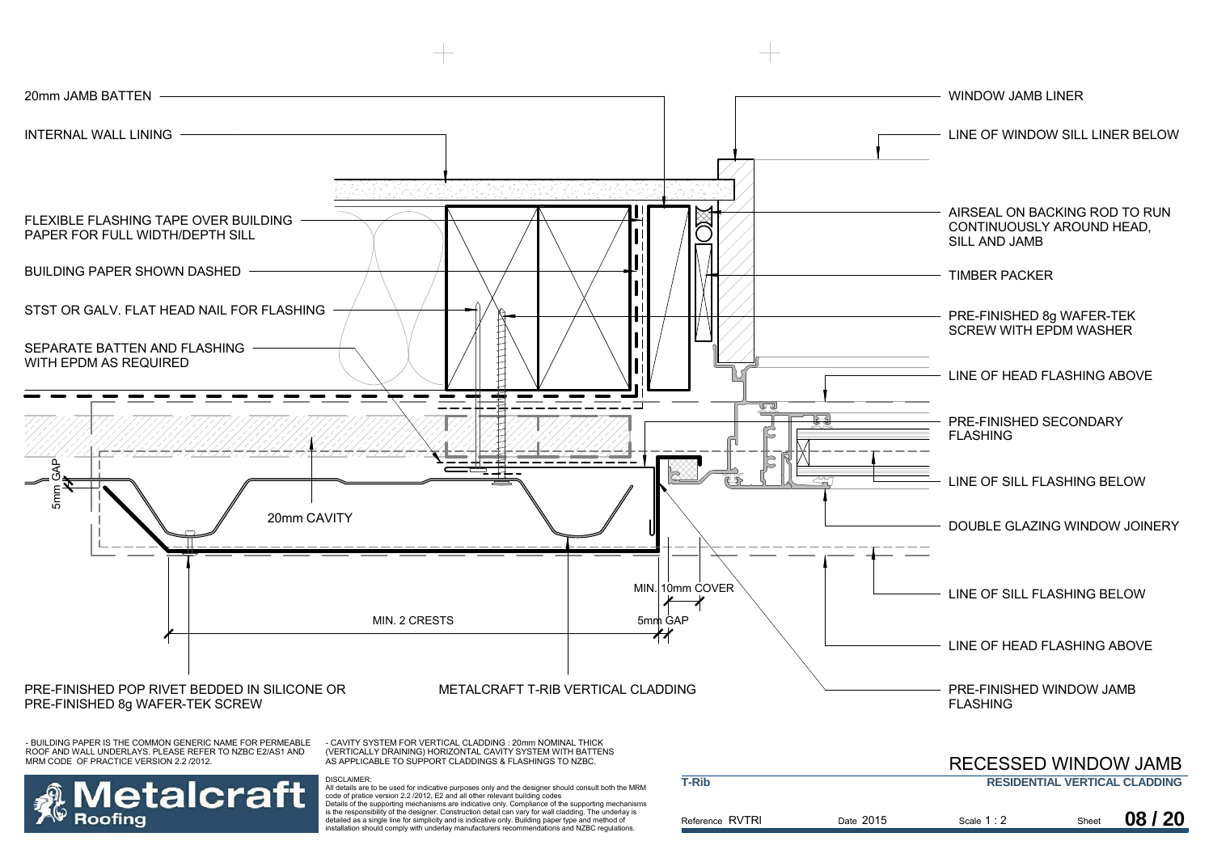20mm JAMB BATTEN

INTERNAL WALL LINING

FLEXIBLE FLASHING TAPE OVER BUILDING PAPER FOR FULL WIDTH/DEPTH SILL

BUILDING PAPER SHOWN DASHED

STST OR GALV. FLAT HEAD NAIL FOR FLASHING

SEPARATE BATTEN AND FLASHING WITH EPDM AS REQUIRED

5mm GAP

20mm CAVITY

MIN. 2 CRESTS

MIN. 10mm COVER

5mm GAP

PRE-FINISHED POP RIVET BEDDED IN SILICONE OR PRE-FINISHED 8g WAFER-TEK SCREW

METALCRAFT T-RIB VERTICAL CLADDING

WINDOW JAMB LINER

LINE OF WINDOW SILL LINER BELOW

AIRSEAL ON BACKING ROD TO RUN CONTINUOUSLY AROUND HEAD, SILL AND JAMB

TIMBER PACKER

PRE-FINISHED 8g WAFER-TEK SCREW WITH EPDM WASHER

LINE OF HEAD FLASHING ABOVE

PRE-FINISHED SECONDARY FLASHING

LINE OF SILL FLASHING BELOW

DOUBLE GLAZING WINDOW JOINERY

LINE OF SILL FLASHING BELOW

LINE OF HEAD FLASHING ABOVE

PRE-FINISHED WINDOW JAMB FLASHING

- BUILDING PAPER IS THE COMMON GENERIC NAME FOR PERMEABLE ROOF AND WALL UNDERLAYS. PLEASE REFER TO NZBC E2/AS1 AND MRM CODE OF PRACTICE VERSION 2.2 /2012.

- CAVITY SYSTEM FOR VERTICAL CLADDING : 20mm NOMINAL THICK (VERTICALLY DRAINING) HORIZONTAL CAVITY SYSTEM WITH BATTENS AS APPLICABLE TO SUPPORT CLADDINGS & FLASHINGS TO NZBC.

Metalcraft Roofing

DISCLAIMER:
All details are to be used for indicative purposes only and the designer should consult both the MRM code of pratice version 2.2 /2012, E2 and all other relevant building codes
Details of the supporting mechanisms are indicative only. Compliance of the supporting mechanisms is the responsibility of the designer. Construction detail can vary for wall cladding. The underlay is detailed as a single line for simplicity and is indicative only. Building paper type and method of installation should comply with underlay manufacturers recommendations and NZBC regulations.

# RECESSED WINDOW JAMB

**T-Rib** | **RESIDENTIAL VERTICAL CLADDING**

| Reference RVTRI | Date 2015 | Scale 1 : 2 | Sheet **08 / 20** |
|---|---|---|---|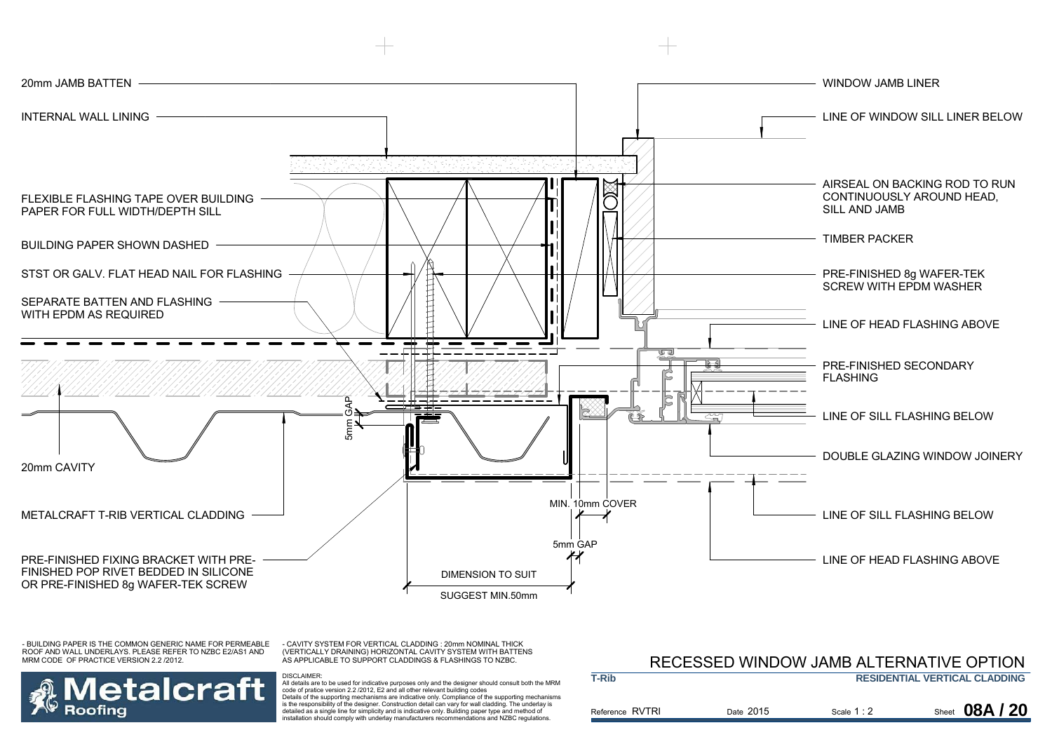20mm JAMB BATTEN

INTERNAL WALL LINING

FLEXIBLE FLASHING TAPE OVER BUILDING PAPER FOR FULL WIDTH/DEPTH SILL

BUILDING PAPER SHOWN DASHED

STST OR GALV. FLAT HEAD NAIL FOR FLASHING

SEPARATE BATTEN AND FLASHING WITH EPDM AS REQUIRED

20mm CAVITY

METALCRAFT T-RIB VERTICAL CLADDING

PRE-FINISHED FIXING BRACKET WITH PRE-FINISHED POP RIVET BEDDED IN SILICONE OR PRE-FINISHED 8g WAFER-TEK SCREW

5mm GAP

MIN. 10mm COVER

5mm GAP

DIMENSION TO SUIT

SUGGEST MIN.50mm

WINDOW JAMB LINER

LINE OF WINDOW SILL LINER BELOW

AIRSEAL ON BACKING ROD TO RUN CONTINUOUSLY AROUND HEAD, SILL AND JAMB

TIMBER PACKER

PRE-FINISHED 8g WAFER-TEK SCREW WITH EPDM WASHER

LINE OF HEAD FLASHING ABOVE

PRE-FINISHED SECONDARY FLASHING

LINE OF SILL FLASHING BELOW

DOUBLE GLAZING WINDOW JOINERY

LINE OF SILL FLASHING BELOW

LINE OF HEAD FLASHING ABOVE

- BUILDING PAPER IS THE COMMON GENERIC NAME FOR PERMEABLE ROOF AND WALL UNDERLAYS. PLEASE REFER TO NZBC E2/AS1 AND MRM CODE OF PRACTICE VERSION 2.2 /2012.

- CAVITY SYSTEM FOR VERTICAL CLADDING : 20mm NOMINAL THICK (VERTICALLY DRAINING) HORIZONTAL CAVITY SYSTEM WITH BATTENS AS APPLICABLE TO SUPPORT CLADDINGS & FLASHINGS TO NZBC.

DISCLAIMER:
All details are to be used for indicative purposes only and the designer should consult both the MRM code of pratice version 2.2 /2012, E2 and all other relevant building codes
Details of the supporting mechanisms are indicative only. Compliance of the supporting mechanisms is the responsibility of the designer. Construction detail can vary for wall cladding. The underlay is detailed as a single line for simplicity and is indicative only. Building paper type and method of installation should comply with underlay manufacturers recommendations and NZBC regulations.

Metalcraft Roofing

# RECESSED WINDOW JAMB ALTERNATIVE OPTION

T-Rib — RESIDENTIAL VERTICAL CLADDING

Reference RVTRI | Date 2015 | Scale 1 : 2 | Sheet **08A / 20**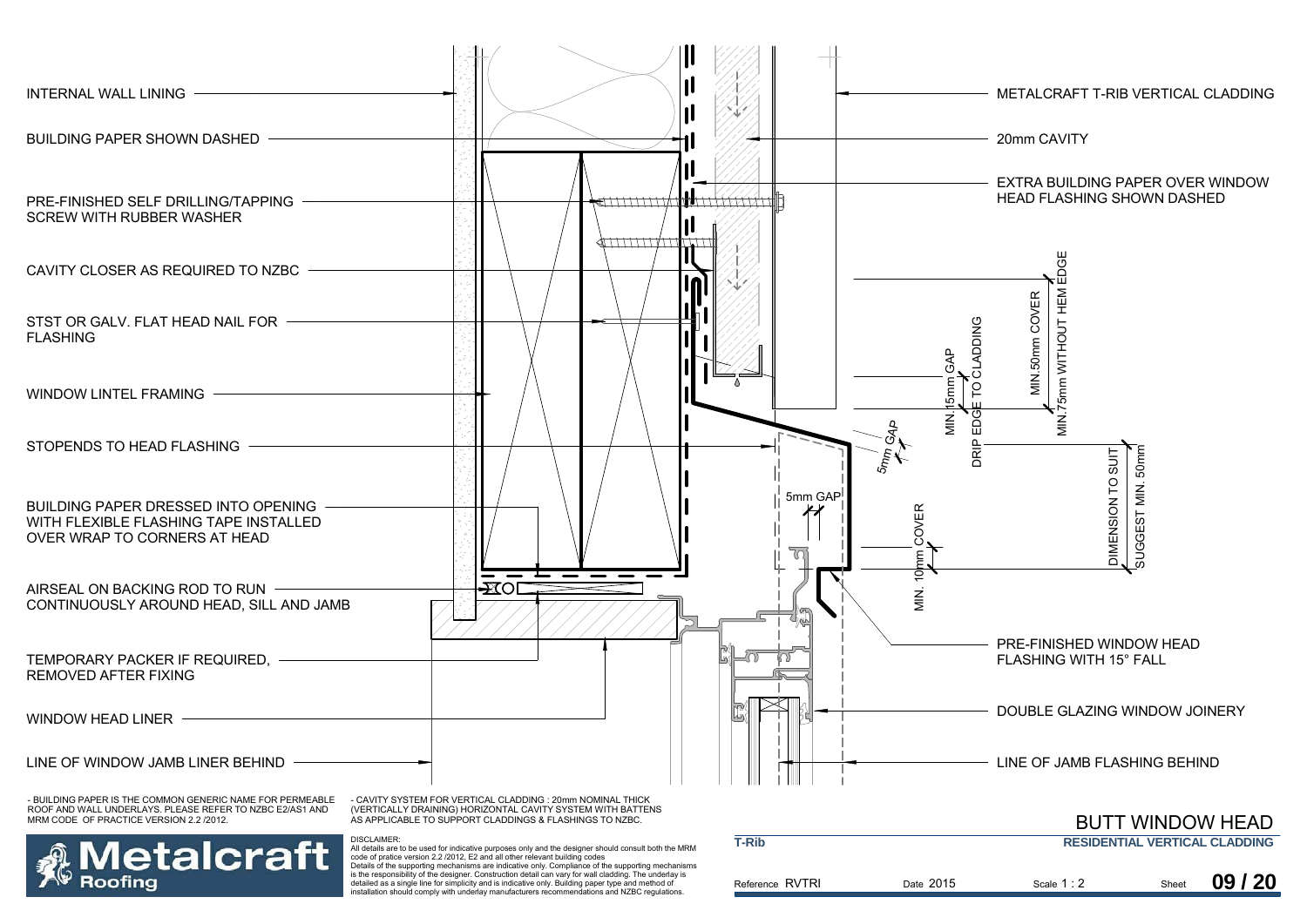INTERNAL WALL LINING

BUILDING PAPER SHOWN DASHED

PRE-FINISHED SELF DRILLING/TAPPING SCREW WITH RUBBER WASHER

CAVITY CLOSER AS REQUIRED TO NZBC

STST OR GALV. FLAT HEAD NAIL FOR FLASHING

WINDOW LINTEL FRAMING

STOPENDS TO HEAD FLASHING

BUILDING PAPER DRESSED INTO OPENING WITH FLEXIBLE FLASHING TAPE INSTALLED OVER WRAP TO CORNERS AT HEAD

AIRSEAL ON BACKING ROD TO RUN CONTINUOUSLY AROUND HEAD, SILL AND JAMB

TEMPORARY PACKER IF REQUIRED, REMOVED AFTER FIXING

WINDOW HEAD LINER

LINE OF WINDOW JAMB LINER BEHIND

METALCRAFT T-RIB VERTICAL CLADDING

20mm CAVITY

EXTRA BUILDING PAPER OVER WINDOW HEAD FLASHING SHOWN DASHED

MIN.75mm WITHOUT HEM EDGE

MIN.50mm COVER

DRIP EDGE TO CLADDING

MIN.15mm GAP

5mm GAP

5mm GAP

MIN. 10mm COVER

DIMENSION TO SUIT

SUGGEST MIN. 50mm

PRE-FINISHED WINDOW HEAD FLASHING WITH 15° FALL

DOUBLE GLAZING WINDOW JOINERY

LINE OF JAMB FLASHING BEHIND

- BUILDING PAPER IS THE COMMON GENERIC NAME FOR PERMEABLE ROOF AND WALL UNDERLAYS. PLEASE REFER TO NZBC E2/AS1 AND MRM CODE OF PRACTICE VERSION 2.2 /2012.

- CAVITY SYSTEM FOR VERTICAL CLADDING : 20mm NOMINAL THICK (VERTICALLY DRAINING) HORIZONTAL CAVITY SYSTEM WITH BATTENS AS APPLICABLE TO SUPPORT CLADDINGS & FLASHINGS TO NZBC.

Metalcraft Roofing

DISCLAIMER:
All details are to be used for indicative purposes only and the designer should consult both the MRM code of pratice version 2.2 /2012, E2 and all other relevant building codes
Details of the supporting mechanisms are indicative only. Compliance of the supporting mechanisms is the responsibility of the designer. Construction detail can vary for wall cladding. The underlay is detailed as a single line for simplicity and is indicative only. Building paper type and method of installation should comply with underlay manufacturers recommendations and NZBC regulations.

# BUTT WINDOW HEAD

T-Rib

RESIDENTIAL VERTICAL CLADDING

Reference RVTRI | Date 2015 | Scale 1 : 2 | Sheet 09 / 20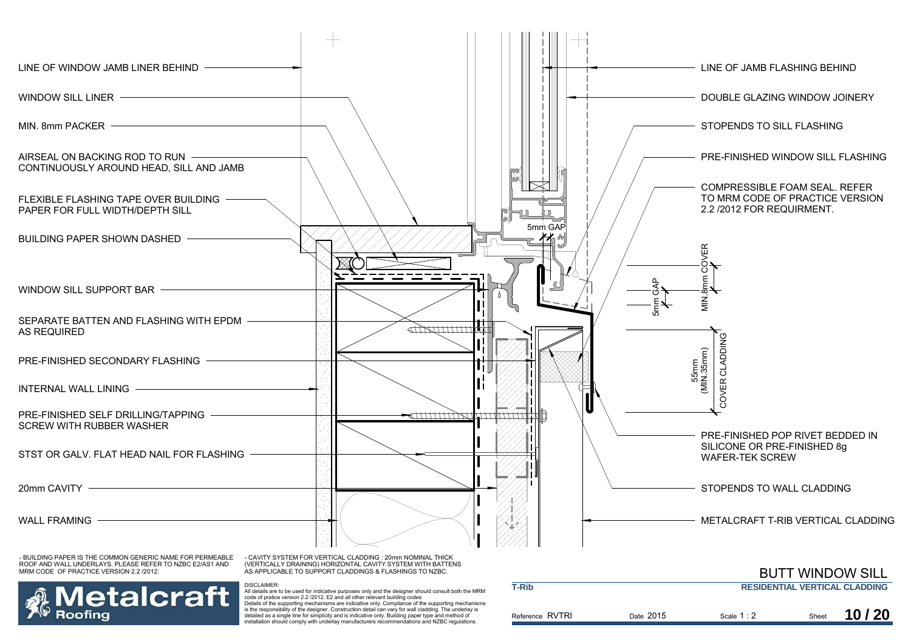LINE OF WINDOW JAMB LINER BEHIND

WINDOW SILL LINER

MIN. 8mm PACKER

AIRSEAL ON BACKING ROD TO RUN CONTINUOUSLY AROUND HEAD, SILL AND JAMB

FLEXIBLE FLASHING TAPE OVER BUILDING PAPER FOR FULL WIDTH/DEPTH SILL

BUILDING PAPER SHOWN DASHED

WINDOW SILL SUPPORT BAR

SEPARATE BATTEN AND FLASHING WITH EPDM AS REQUIRED

PRE-FINISHED SECONDARY FLASHING

INTERNAL WALL LINING

PRE-FINISHED SELF DRILLING/TAPPING SCREW WITH RUBBER WASHER

STST OR GALV. FLAT HEAD NAIL FOR FLASHING

20mm CAVITY

WALL FRAMING

5mm GAP

LINE OF JAMB FLASHING BEHIND

DOUBLE GLAZING WINDOW JOINERY

STOPENDS TO SILL FLASHING

PRE-FINISHED WINDOW SILL FLASHING

COMPRESSIBLE FOAM SEAL. REFER TO MRM CODE OF PRACTICE VERSION 2.2 /2012 FOR REQUIRMENT.

MIN.8mm COVER

5mm GAP

55mm (MIN.35mm) COVER CLADDING

PRE-FINISHED POP RIVET BEDDED IN SILICONE OR PRE-FINISHED 8g WAFER-TEK SCREW

STOPENDS TO WALL CLADDING

METALCRAFT T-RIB VERTICAL CLADDING

- BUILDING PAPER IS THE COMMON GENERIC NAME FOR PERMEABLE ROOF AND WALL UNDERLAYS. PLEASE REFER TO NZBC E2/AS1 AND MRM CODE OF PRACTICE VERSION 2.2 /2012.

- CAVITY SYSTEM FOR VERTICAL CLADDING : 20mm NOMINAL THICK (VERTICALLY DRAINING) HORIZONTAL CAVITY SYSTEM WITH BATTENS AS APPLICABLE TO SUPPORT CLADDINGS & FLASHINGS TO NZBC.

Metalcraft Roofing

DISCLAIMER:
All details are to be used for indicative purposes only and the designer should consult both the MRM code of pratice version 2.2 /2012, E2 and all other relevant building codes
Details of the supporting mechanisms are indicative only. Compliance of the supporting mechanisms is the responsibility of the designer. Construction detail can vary for wall cladding. The underlay is detailed as a single line for simplicity and is indicative only. Building paper type and method of installation should comply with underlay manufacturers recommendations and NZBC regulations.

# BUTT WINDOW SILL

T-Rib

**RESIDENTIAL VERTICAL CLADDING**

Reference RVTRI | Date 2015 | Scale 1 : 2 | Sheet **10 / 20**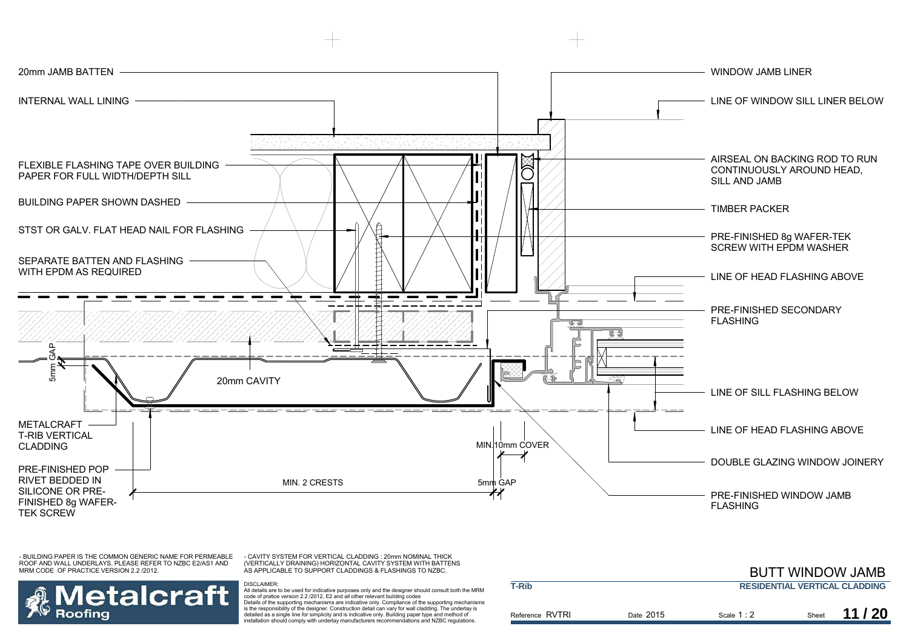20mm JAMB BATTEN

INTERNAL WALL LINING

FLEXIBLE FLASHING TAPE OVER BUILDING PAPER FOR FULL WIDTH/DEPTH SILL

BUILDING PAPER SHOWN DASHED

STST OR GALV. FLAT HEAD NAIL FOR FLASHING

SEPARATE BATTEN AND FLASHING WITH EPDM AS REQUIRED

5mm GAP

20mm CAVITY

METALCRAFT T-RIB VERTICAL CLADDING

PRE-FINISHED POP RIVET BEDDED IN SILICONE OR PRE-FINISHED 8g WAFER-TEK SCREW

MIN. 2 CRESTS

MIN. 10mm COVER

5mm GAP

WINDOW JAMB LINER

LINE OF WINDOW SILL LINER BELOW

AIRSEAL ON BACKING ROD TO RUN CONTINUOUSLY AROUND HEAD, SILL AND JAMB

TIMBER PACKER

PRE-FINISHED 8g WAFER-TEK SCREW WITH EPDM WASHER

LINE OF HEAD FLASHING ABOVE

PRE-FINISHED SECONDARY FLASHING

LINE OF SILL FLASHING BELOW

LINE OF HEAD FLASHING ABOVE

DOUBLE GLAZING WINDOW JOINERY

PRE-FINISHED WINDOW JAMB FLASHING

- BUILDING PAPER IS THE COMMON GENERIC NAME FOR PERMEABLE ROOF AND WALL UNDERLAYS. PLEASE REFER TO NZBC E2/AS1 AND MRM CODE OF PRACTICE VERSION 2.2 /2012.

- CAVITY SYSTEM FOR VERTICAL CLADDING : 20mm NOMINAL THICK (VERTICALLY DRAINING) HORIZONTAL CAVITY SYSTEM WITH BATTENS AS APPLICABLE TO SUPPORT CLADDINGS & FLASHINGS TO NZBC.

Metalcraft Roofing

DISCLAIMER:
All details are to be used for indicative purposes only and the designer should consult both the MRM code of pratice version 2.2 /2012, E2 and all other relevant building codes
Details of the supporting mechanisms are indicative only. Compliance of the supporting mechanisms is the responsibility of the designer. Construction detail can vary for wall cladding. The underlay is detailed as a single line for simplicity and is indicative only. Building paper type and method of installation should comply with underlay manufacturers recommendations and NZBC regulations.

# BUTT WINDOW JAMB

**T-Rib** | **RESIDENTIAL VERTICAL CLADDING**

Reference RVTRI | Date 2015 | Scale 1 : 2 | Sheet **11 / 20**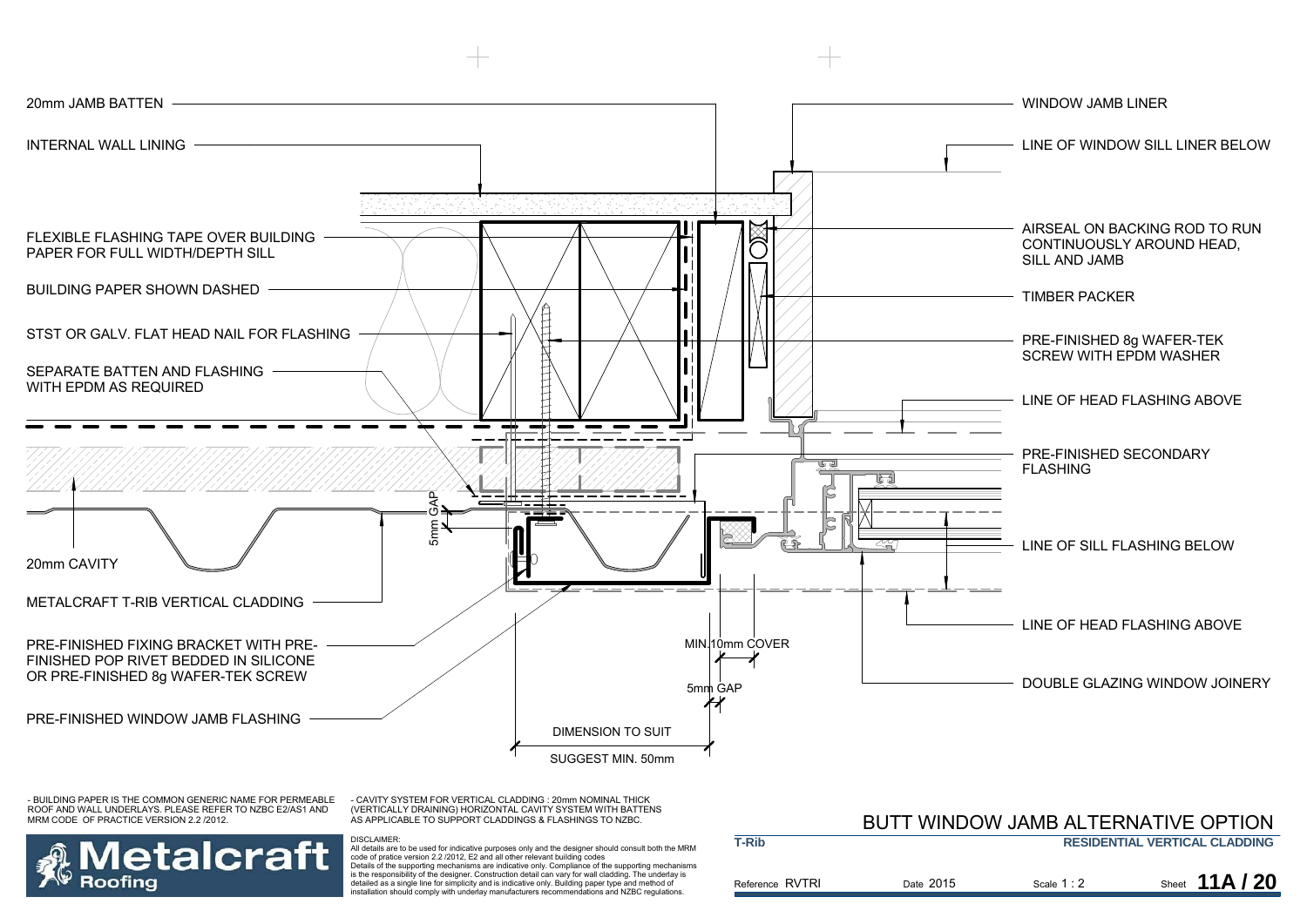20mm JAMB BATTEN

INTERNAL WALL LINING

FLEXIBLE FLASHING TAPE OVER BUILDING PAPER FOR FULL WIDTH/DEPTH SILL

BUILDING PAPER SHOWN DASHED

STST OR GALV. FLAT HEAD NAIL FOR FLASHING

SEPARATE BATTEN AND FLASHING WITH EPDM AS REQUIRED

20mm CAVITY

METALCRAFT T-RIB VERTICAL CLADDING

PRE-FINISHED FIXING BRACKET WITH PRE-FINISHED POP RIVET BEDDED IN SILICONE OR PRE-FINISHED 8g WAFER-TEK SCREW

PRE-FINISHED WINDOW JAMB FLASHING

5mm GAP

MIN.10mm COVER

5mm GAP

DIMENSION TO SUIT

SUGGEST MIN. 50mm

WINDOW JAMB LINER

LINE OF WINDOW SILL LINER BELOW

AIRSEAL ON BACKING ROD TO RUN CONTINUOUSLY AROUND HEAD, SILL AND JAMB

TIMBER PACKER

PRE-FINISHED 8g WAFER-TEK SCREW WITH EPDM WASHER

LINE OF HEAD FLASHING ABOVE

PRE-FINISHED SECONDARY FLASHING

LINE OF SILL FLASHING BELOW

LINE OF HEAD FLASHING ABOVE

DOUBLE GLAZING WINDOW JOINERY

- BUILDING PAPER IS THE COMMON GENERIC NAME FOR PERMEABLE ROOF AND WALL UNDERLAYS. PLEASE REFER TO NZBC E2/AS1 AND MRM CODE OF PRACTICE VERSION 2.2 /2012.

- CAVITY SYSTEM FOR VERTICAL CLADDING : 20mm NOMINAL THICK (VERTICALLY DRAINING) HORIZONTAL CAVITY SYSTEM WITH BATTENS AS APPLICABLE TO SUPPORT CLADDINGS & FLASHINGS TO NZBC.

Metalcraft Roofing

DISCLAIMER:
All details are to be used for indicative purposes only and the designer should consult both the MRM code of pratice version 2.2 /2012, E2 and all other relevant building codes
Details of the supporting mechanisms are indicative only. Compliance of the supporting mechanisms is the responsibility of the designer. Construction detail can vary for wall cladding. The underlay is detailed as a single line for simplicity and is indicative only. Building paper type and method of installation should comply with underlay manufacturers recommendations and NZBC regulations.

# BUTT WINDOW JAMB ALTERNATIVE OPTION

T-Rib

RESIDENTIAL VERTICAL CLADDING

Reference RVTRI

Date 2015

Scale 1 : 2

Sheet **11A / 20**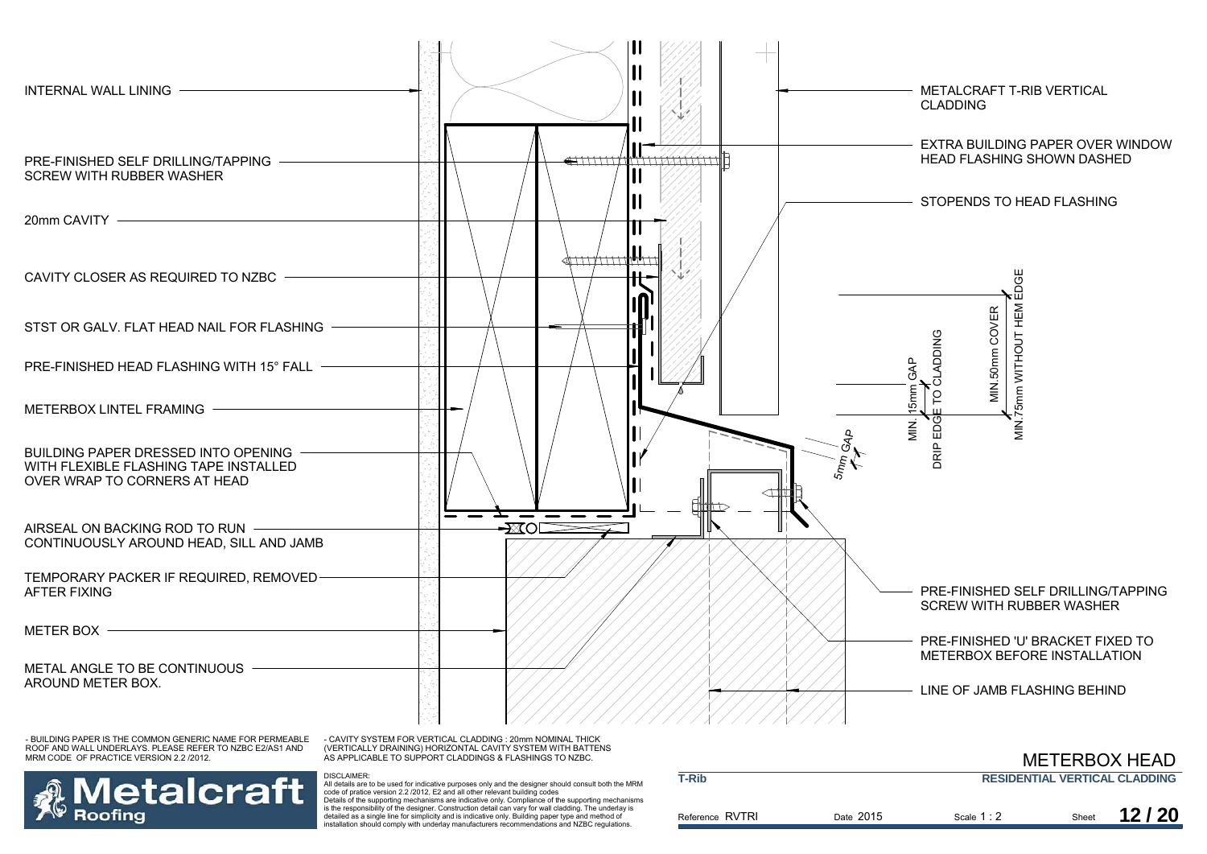INTERNAL WALL LINING

PRE-FINISHED SELF DRILLING/TAPPING SCREW WITH RUBBER WASHER

20mm CAVITY

CAVITY CLOSER AS REQUIRED TO NZBC

STST OR GALV. FLAT HEAD NAIL FOR FLASHING

PRE-FINISHED HEAD FLASHING WITH 15° FALL

METERBOX LINTEL FRAMING

BUILDING PAPER DRESSED INTO OPENING WITH FLEXIBLE FLASHING TAPE INSTALLED OVER WRAP TO CORNERS AT HEAD

AIRSEAL ON BACKING ROD TO RUN CONTINUOUSLY AROUND HEAD, SILL AND JAMB

TEMPORARY PACKER IF REQUIRED, REMOVED AFTER FIXING

METER BOX

METAL ANGLE TO BE CONTINUOUS AROUND METER BOX.

METALCRAFT T-RIB VERTICAL CLADDING

EXTRA BUILDING PAPER OVER WINDOW HEAD FLASHING SHOWN DASHED

STOPENDS TO HEAD FLASHING

MIN.75mm WITHOUT HEM EDGE

MIN.50mm COVER

DRIP EDGE TO CLADDING

MIN. 15mm GAP

5mm GAP

PRE-FINISHED SELF DRILLING/TAPPING SCREW WITH RUBBER WASHER

PRE-FINISHED 'U' BRACKET FIXED TO METERBOX BEFORE INSTALLATION

LINE OF JAMB FLASHING BEHIND

- BUILDING PAPER IS THE COMMON GENERIC NAME FOR PERMEABLE ROOF AND WALL UNDERLAYS. PLEASE REFER TO NZBC E2/AS1 AND MRM CODE OF PRACTICE VERSION 2.2 /2012.

- CAVITY SYSTEM FOR VERTICAL CLADDING : 20mm NOMINAL THICK (VERTICALLY DRAINING) HORIZONTAL CAVITY SYSTEM WITH BATTENS AS APPLICABLE TO SUPPORT CLADDINGS & FLASHINGS TO NZBC.

Metalcraft Roofing

DISCLAIMER:
All details are to be used for indicative purposes only and the designer should consult both the MRM code of pratice version 2.2 /2012, E2 and all other relevant building codes
Details of the supporting mechanisms are indicative only. Compliance of the supporting mechanisms is the responsibility of the designer. Construction detail can vary for wall cladding. The underlay is detailed as a single line for simplicity and is indicative only. Building paper type and method of installation should comply with underlay manufacturers recommendations and NZBC regulations.

# METERBOX HEAD

T-Rib

**RESIDENTIAL VERTICAL CLADDING**

Reference RVTRI | Date 2015 | Scale 1 : 2 | Sheet 12 / 20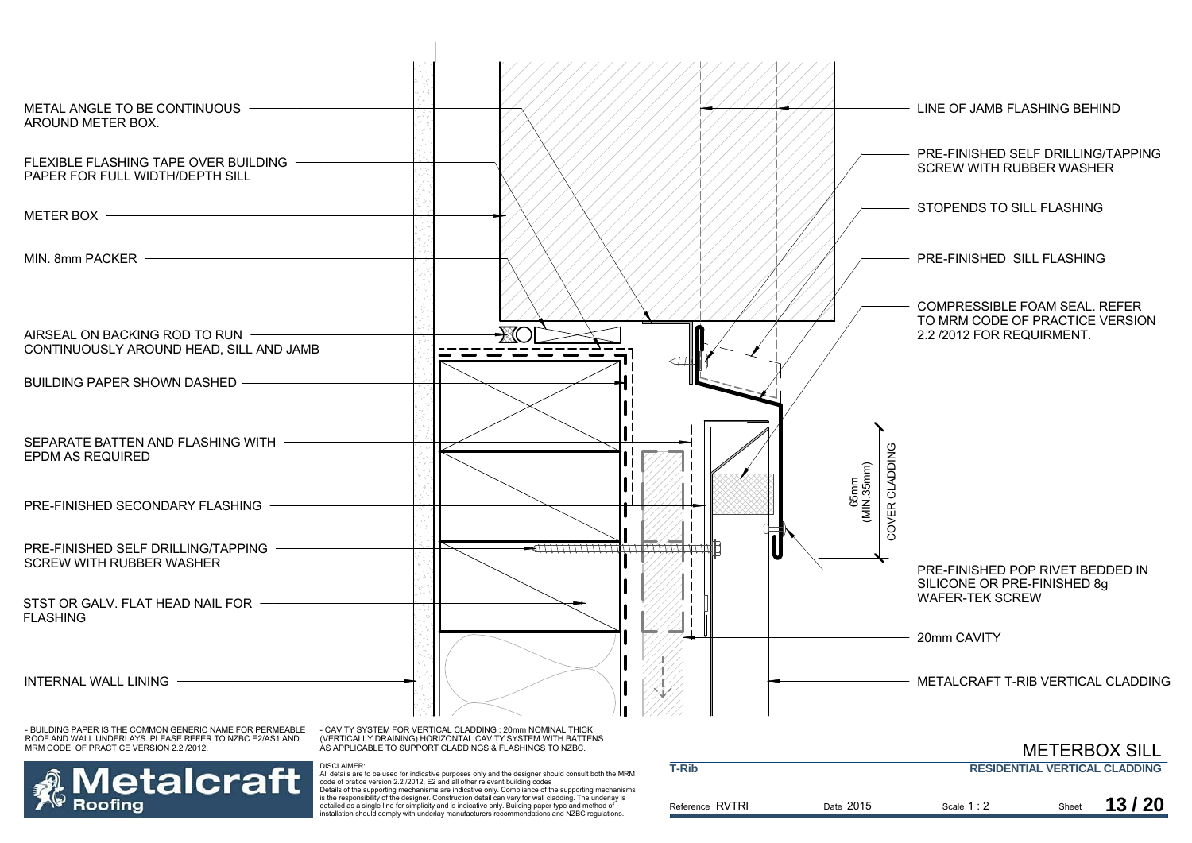METAL ANGLE TO BE CONTINUOUS AROUND METER BOX.

FLEXIBLE FLASHING TAPE OVER BUILDING PAPER FOR FULL WIDTH/DEPTH SILL

METER BOX

MIN. 8mm PACKER

AIRSEAL ON BACKING ROD TO RUN CONTINUOUSLY AROUND HEAD, SILL AND JAMB

BUILDING PAPER SHOWN DASHED

SEPARATE BATTEN AND FLASHING WITH EPDM AS REQUIRED

PRE-FINISHED SECONDARY FLASHING

PRE-FINISHED SELF DRILLING/TAPPING SCREW WITH RUBBER WASHER

STST OR GALV. FLAT HEAD NAIL FOR FLASHING

INTERNAL WALL LINING

LINE OF JAMB FLASHING BEHIND

PRE-FINISHED SELF DRILLING/TAPPING SCREW WITH RUBBER WASHER

STOPENDS TO SILL FLASHING

PRE-FINISHED SILL FLASHING

COMPRESSIBLE FOAM SEAL. REFER TO MRM CODE OF PRACTICE VERSION 2.2 /2012 FOR REQUIRMENT.

65mm (MIN.35mm)

COVER CLADDING

PRE-FINISHED POP RIVET BEDDED IN SILICONE OR PRE-FINISHED 8g WAFER-TEK SCREW

20mm CAVITY

METALCRAFT T-RIB VERTICAL CLADDING

- BUILDING PAPER IS THE COMMON GENERIC NAME FOR PERMEABLE ROOF AND WALL UNDERLAYS. PLEASE REFER TO NZBC E2/AS1 AND MRM CODE OF PRACTICE VERSION 2.2 /2012.

- CAVITY SYSTEM FOR VERTICAL CLADDING : 20mm NOMINAL THICK (VERTICALLY DRAINING) HORIZONTAL CAVITY SYSTEM WITH BATTENS AS APPLICABLE TO SUPPORT CLADDINGS & FLASHINGS TO NZBC.

Metalcraft Roofing

DISCLAIMER:
All details are to be used for indicative purposes only and the designer should consult both the MRM code of pratice version 2.2 /2012, E2 and all other relevant building codes
Details of the supporting mechanisms are indicative only. Compliance of the supporting mechanisms is the responsibility of the designer. Construction detail can vary for wall cladding. The underlay is detailed as a single line for simplicity and is indicative only. Building paper type and method of installation should comply with underlay manufacturers recommendations and NZBC regulations.

# METERBOX SILL

T-Rib

RESIDENTIAL VERTICAL CLADDING

| | | | |
|---|---|---|---|
| Reference RVTRI | Date 2015 | Scale 1 : 2 | Sheet 13 / 20 |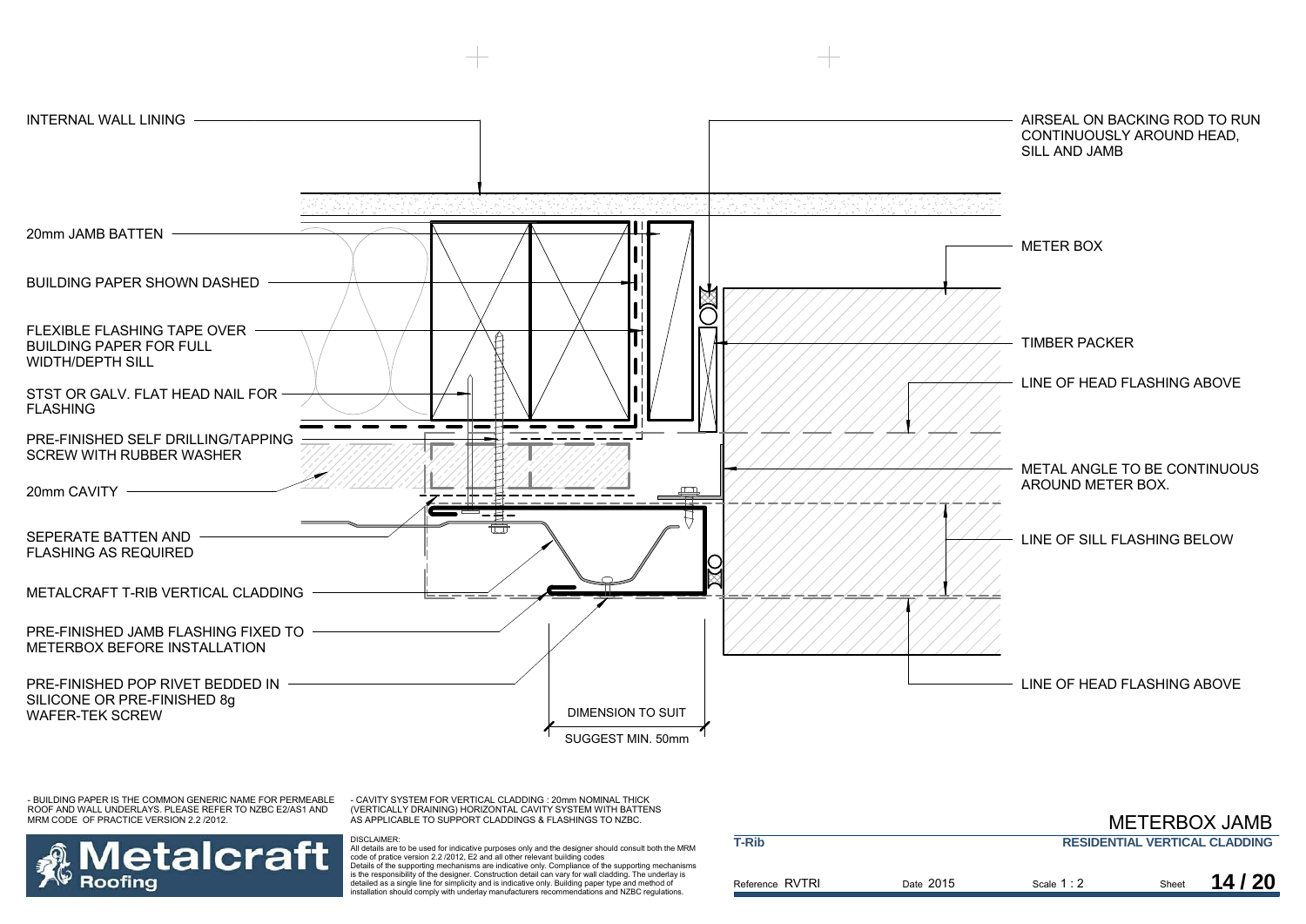INTERNAL WALL LINING

20mm JAMB BATTEN

BUILDING PAPER SHOWN DASHED

FLEXIBLE FLASHING TAPE OVER BUILDING PAPER FOR FULL WIDTH/DEPTH SILL

STST OR GALV. FLAT HEAD NAIL FOR FLASHING

PRE-FINISHED SELF DRILLING/TAPPING SCREW WITH RUBBER WASHER

20mm CAVITY

SEPERATE BATTEN AND FLASHING AS REQUIRED

METALCRAFT T-RIB VERTICAL CLADDING

PRE-FINISHED JAMB FLASHING FIXED TO METERBOX BEFORE INSTALLATION

PRE-FINISHED POP RIVET BEDDED IN SILICONE OR PRE-FINISHED 8g WAFER-TEK SCREW

DIMENSION TO SUIT

SUGGEST MIN. 50mm

AIRSEAL ON BACKING ROD TO RUN CONTINUOUSLY AROUND HEAD, SILL AND JAMB

METER BOX

TIMBER PACKER

LINE OF HEAD FLASHING ABOVE

METAL ANGLE TO BE CONTINUOUS AROUND METER BOX.

LINE OF SILL FLASHING BELOW

LINE OF HEAD FLASHING ABOVE

- BUILDING PAPER IS THE COMMON GENERIC NAME FOR PERMEABLE ROOF AND WALL UNDERLAYS. PLEASE REFER TO NZBC E2/AS1 AND MRM CODE OF PRACTICE VERSION 2.2 /2012.

- CAVITY SYSTEM FOR VERTICAL CLADDING : 20mm NOMINAL THICK (VERTICALLY DRAINING) HORIZONTAL CAVITY SYSTEM WITH BATTENS AS APPLICABLE TO SUPPORT CLADDINGS & FLASHINGS TO NZBC.

Metalcraft Roofing

DISCLAIMER:
All details are to be used for indicative purposes only and the designer should consult both the MRM code of pratice version 2.2 /2012, E2 and all other relevant building codes
Details of the supporting mechanisms are indicative only. Compliance of the supporting mechanisms is the responsibility of the designer. Construction detail can vary for wall cladding. The underlay is detailed as a single line for simplicity and is indicative only. Building paper type and method of installation should comply with underlay manufacturers recommendations and NZBC regulations.

# METERBOX JAMB

T-Rib

RESIDENTIAL VERTICAL CLADDING

Reference RVTRI | Date 2015 | Scale 1 : 2 | Sheet 14 / 20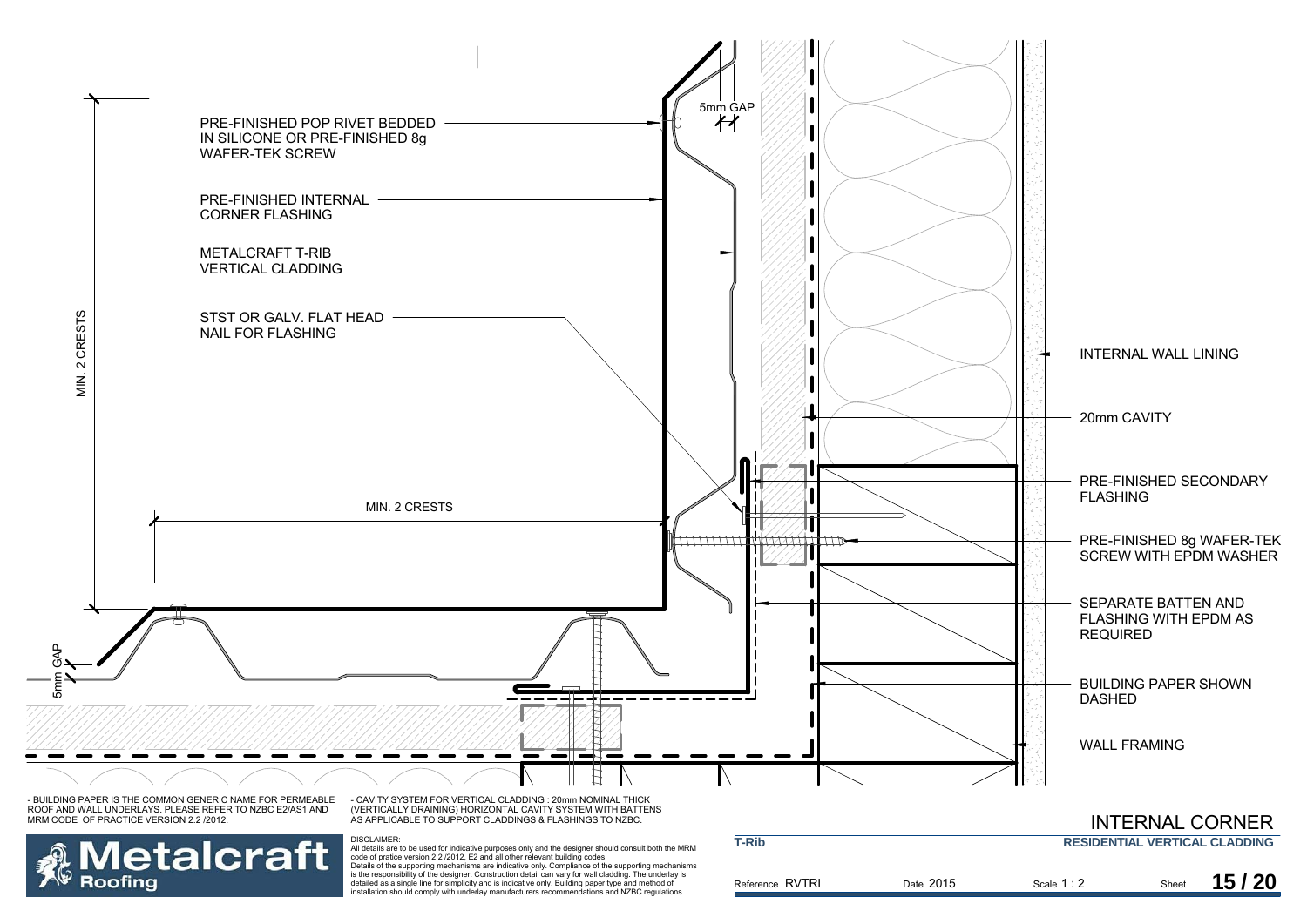PRE-FINISHED POP RIVET BEDDED IN SILICONE OR PRE-FINISHED 8g WAFER-TEK SCREW

PRE-FINISHED INTERNAL CORNER FLASHING

METALCRAFT T-RIB VERTICAL CLADDING

STST OR GALV. FLAT HEAD NAIL FOR FLASHING

5mm GAP

MIN. 2 CRESTS

MIN. 2 CRESTS

5mm GAP

INTERNAL WALL LINING

20mm CAVITY

PRE-FINISHED SECONDARY FLASHING

PRE-FINISHED 8g WAFER-TEK SCREW WITH EPDM WASHER

SEPARATE BATTEN AND FLASHING WITH EPDM AS REQUIRED

BUILDING PAPER SHOWN DASHED

WALL FRAMING

- BUILDING PAPER IS THE COMMON GENERIC NAME FOR PERMEABLE ROOF AND WALL UNDERLAYS. PLEASE REFER TO NZBC E2/AS1 AND MRM CODE OF PRACTICE VERSION 2.2 /2012.

- CAVITY SYSTEM FOR VERTICAL CLADDING : 20mm NOMINAL THICK (VERTICALLY DRAINING) HORIZONTAL CAVITY SYSTEM WITH BATTENS AS APPLICABLE TO SUPPORT CLADDINGS & FLASHINGS TO NZBC.

# INTERNAL CORNER

Metalcraft Roofing

DISCLAIMER:
All details are to be used for indicative purposes only and the designer should consult both the MRM code of pratice version 2.2 /2012, E2 and all other relevant building codes
Details of the supporting mechanisms are indicative only. Compliance of the supporting mechanisms is the responsibility of the designer. Construction detail can vary for wall cladding. The underlay is detailed as a single line for simplicity and is indicative only. Building paper type and method of installation should comply with underlay manufacturers recommendations and NZBC regulations.

**T-Rib** | **RESIDENTIAL VERTICAL CLADDING**

Reference RVTRI | Date 2015 | Scale 1 : 2 | Sheet **15 / 20**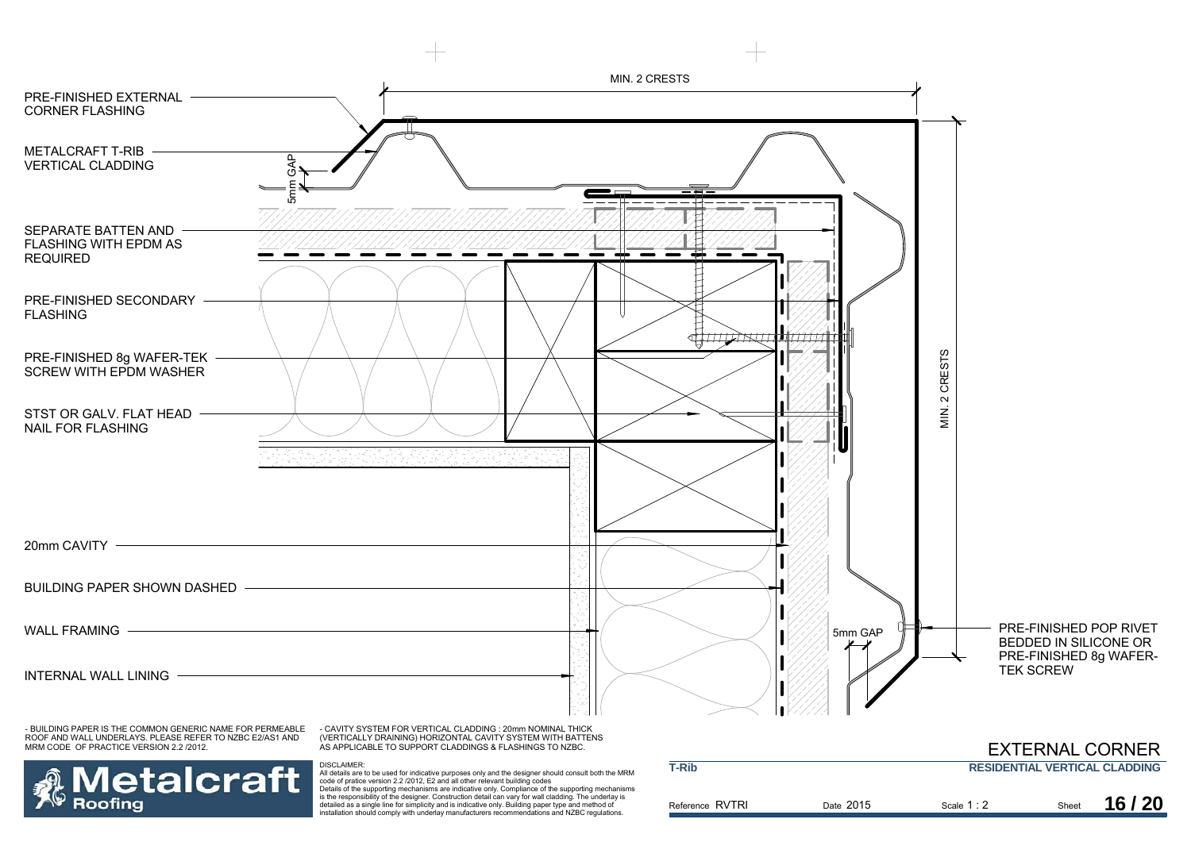PRE-FINISHED EXTERNAL CORNER FLASHING

METALCRAFT T-RIB VERTICAL CLADDING

SEPARATE BATTEN AND FLASHING WITH EPDM AS REQUIRED

PRE-FINISHED SECONDARY FLASHING

PRE-FINISHED 8g WAFER-TEK SCREW WITH EPDM WASHER

STST OR GALV. FLAT HEAD NAIL FOR FLASHING

20mm CAVITY

BUILDING PAPER SHOWN DASHED

WALL FRAMING

INTERNAL WALL LINING

MIN. 2 CRESTS

5mm GAP

MIN. 2 CRESTS

5mm GAP

PRE-FINISHED POP RIVET BEDDED IN SILICONE OR PRE-FINISHED 8g WAFER-TEK SCREW

- BUILDING PAPER IS THE COMMON GENERIC NAME FOR PERMEABLE ROOF AND WALL UNDERLAYS. PLEASE REFER TO NZBC E2/AS1 AND MRM CODE OF PRACTICE VERSION 2.2 /2012.

- CAVITY SYSTEM FOR VERTICAL CLADDING : 20mm NOMINAL THICK (VERTICALLY DRAINING) HORIZONTAL CAVITY SYSTEM WITH BATTENS AS APPLICABLE TO SUPPORT CLADDINGS & FLASHINGS TO NZBC.

DISCLAIMER:
All details are to be used for indicative purposes only and the designer should consult both the MRM code of pratice version 2.2 /2012, E2 and all other relevant building codes
Details of the supporting mechanisms are indicative only. Compliance of the supporting mechanisms is the responsibility of the designer. Construction detail can vary for wall cladding. The underlay is detailed as a single line for simplicity and is indicative only. Building paper type and method of installation should comply with underlay manufacturers recommendations and NZBC regulations.

Metalcraft Roofing

# EXTERNAL CORNER

**T-Rib** — **RESIDENTIAL VERTICAL CLADDING**

Reference RVTRI | Date 2015 | Scale 1 : 2 | Sheet **16 / 20**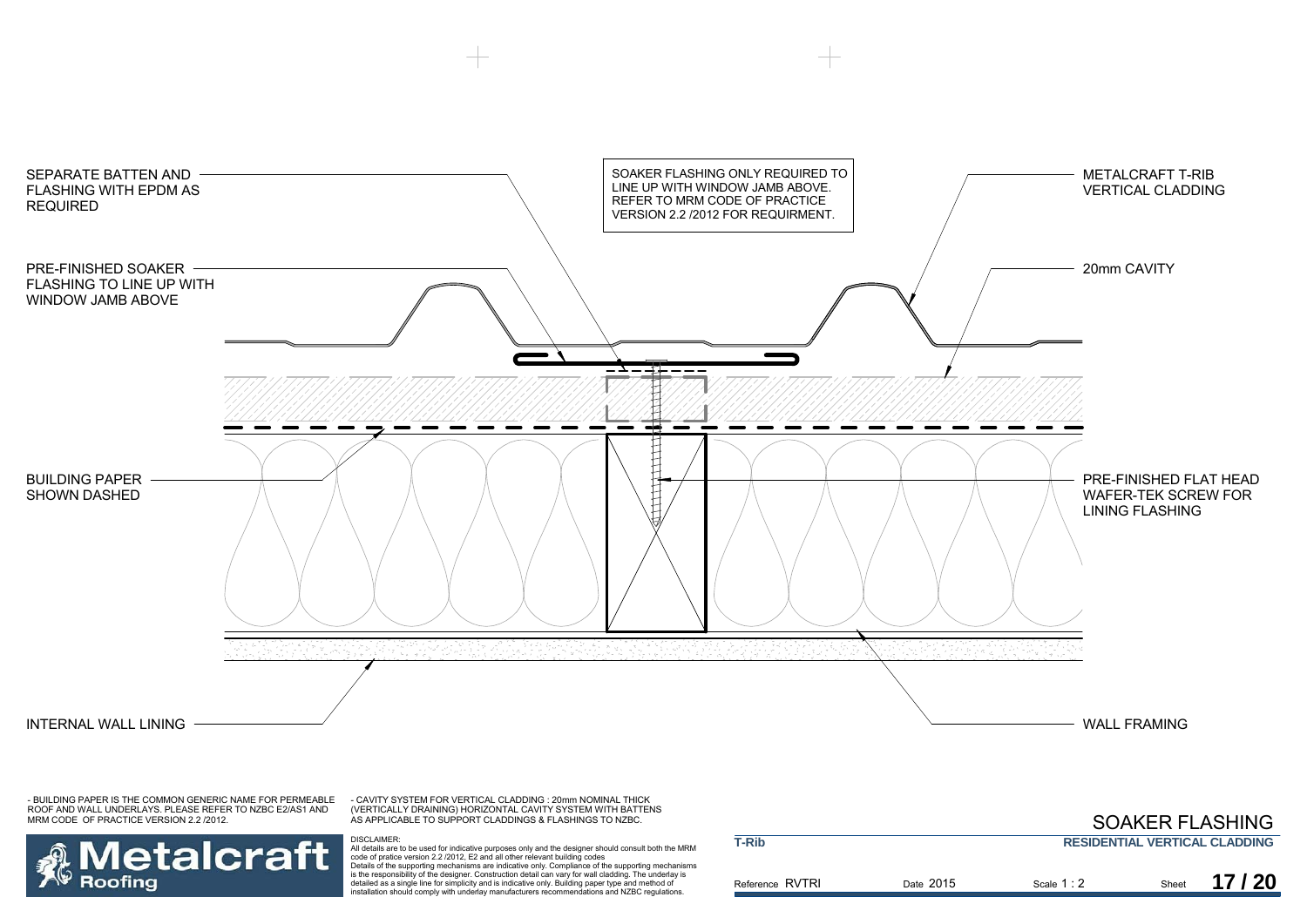SEPARATE BATTEN AND FLASHING WITH EPDM AS REQUIRED

SOAKER FLASHING ONLY REQUIRED TO LINE UP WITH WINDOW JAMB ABOVE. REFER TO MRM CODE OF PRACTICE VERSION 2.2 /2012 FOR REQUIRMENT.

METALCRAFT T-RIB VERTICAL CLADDING

PRE-FINISHED SOAKER FLASHING TO LINE UP WITH WINDOW JAMB ABOVE

20mm CAVITY

BUILDING PAPER SHOWN DASHED

PRE-FINISHED FLAT HEAD WAFER-TEK SCREW FOR LINING FLASHING

INTERNAL WALL LINING

WALL FRAMING

- BUILDING PAPER IS THE COMMON GENERIC NAME FOR PERMEABLE ROOF AND WALL UNDERLAYS. PLEASE REFER TO NZBC E2/AS1 AND MRM CODE OF PRACTICE VERSION 2.2 /2012.

- CAVITY SYSTEM FOR VERTICAL CLADDING : 20mm NOMINAL THICK (VERTICALLY DRAINING) HORIZONTAL CAVITY SYSTEM WITH BATTENS AS APPLICABLE TO SUPPORT CLADDINGS & FLASHINGS TO NZBC.

Metalcraft Roofing

DISCLAIMER:
All details are to be used for indicative purposes only and the designer should consult both the MRM code of pratice version 2.2 /2012, E2 and all other relevant building codes
Details of the supporting mechanisms are indicative only. Compliance of the supporting mechanisms is the responsibility of the designer. Construction detail can vary for wall cladding. The underlay is detailed as a single line for simplicity and is indicative only. Building paper type and method of installation should comply with underlay manufacturers recommendations and NZBC regulations.

## SOAKER FLASHING

**T-Rib** | **RESIDENTIAL VERTICAL CLADDING**

Reference RVTRI | Date 2015 | Scale 1 : 2 | Sheet **17 / 20**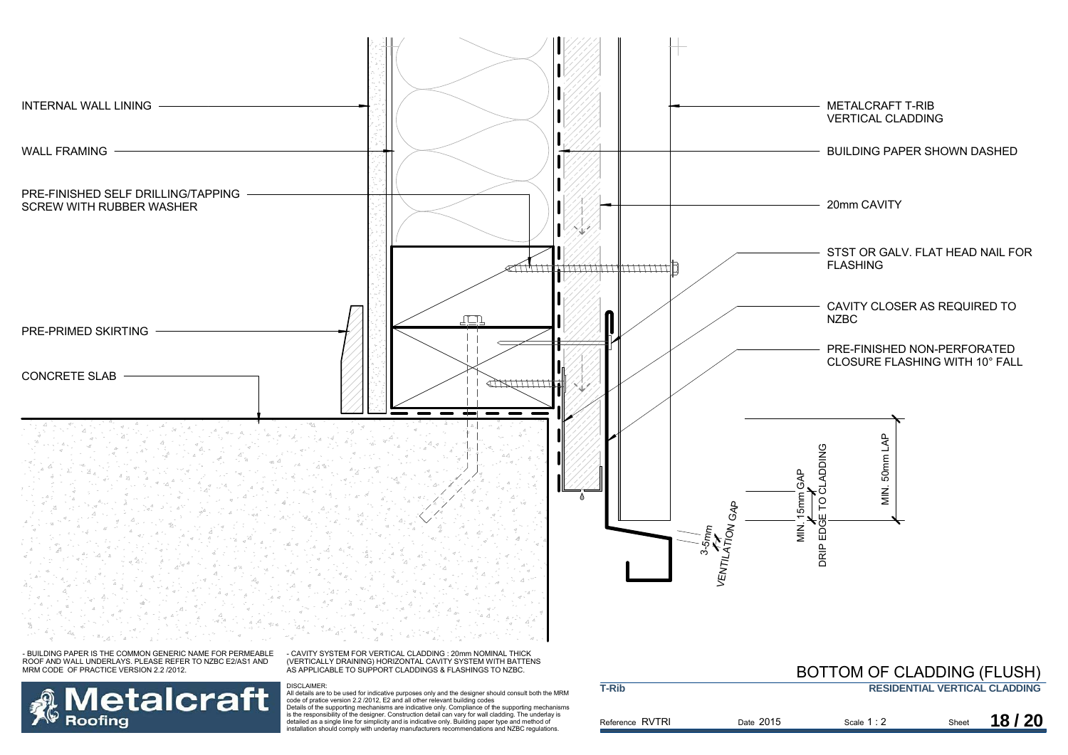INTERNAL WALL LINING

WALL FRAMING

PRE-FINISHED SELF DRILLING/TAPPING SCREW WITH RUBBER WASHER

PRE-PRIMED SKIRTING

CONCRETE SLAB

METALCRAFT T-RIB VERTICAL CLADDING

BUILDING PAPER SHOWN DASHED

20mm CAVITY

STST OR GALV. FLAT HEAD NAIL FOR FLASHING

CAVITY CLOSER AS REQUIRED TO NZBC

PRE-FINISHED NON-PERFORATED CLOSURE FLASHING WITH 10° FALL

MIN. 50mm LAP

MIN. 15mm GAP

DRIP EDGE TO CLADDING

3-5mm VENTILATION GAP

- BUILDING PAPER IS THE COMMON GENERIC NAME FOR PERMEABLE ROOF AND WALL UNDERLAYS. PLEASE REFER TO NZBC E2/AS1 AND MRM CODE OF PRACTICE VERSION 2.2 /2012.

- CAVITY SYSTEM FOR VERTICAL CLADDING : 20mm NOMINAL THICK (VERTICALLY DRAINING) HORIZONTAL CAVITY SYSTEM WITH BATTENS AS APPLICABLE TO SUPPORT CLADDINGS & FLASHINGS TO NZBC.

Metalcraft Roofing

DISCLAIMER:
All details are to be used for indicative purposes only and the designer should consult both the MRM code of pratice version 2.2 /2012, E2 and all other relevant building codes
Details of the supporting mechanisms are indicative only. Compliance of the supporting mechanisms is the responsibility of the designer. Construction detail can vary for wall cladding. The underlay is detailed as a single line for simplicity and is indicative only. Building paper type and method of installation should comply with underlay manufacturers recommendations and NZBC regulations.

# BOTTOM OF CLADDING (FLUSH)

T-Rib | RESIDENTIAL VERTICAL CLADDING

Reference RVTRI | Date 2015 | Scale 1 : 2 | Sheet 18 / 20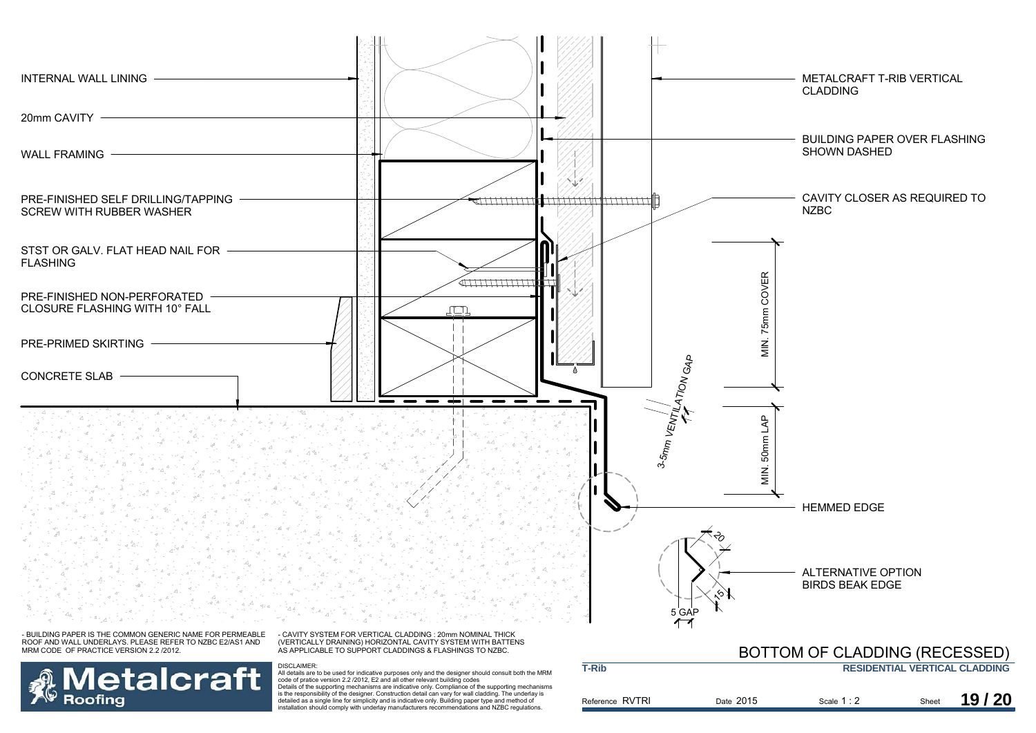INTERNAL WALL LINING

20mm CAVITY

WALL FRAMING

PRE-FINISHED SELF DRILLING/TAPPING SCREW WITH RUBBER WASHER

STST OR GALV. FLAT HEAD NAIL FOR FLASHING

PRE-FINISHED NON-PERFORATED CLOSURE FLASHING WITH 10° FALL

PRE-PRIMED SKIRTING

CONCRETE SLAB

METALCRAFT T-RIB VERTICAL CLADDING

BUILDING PAPER OVER FLASHING SHOWN DASHED

CAVITY CLOSER AS REQUIRED TO NZBC

MIN. 75mm COVER

3-5mm VENTILATION GAP

MIN. 50mm LAP

HEMMED EDGE

20

15

5 GAP

ALTERNATIVE OPTION BIRDS BEAK EDGE

- BUILDING PAPER IS THE COMMON GENERIC NAME FOR PERMEABLE ROOF AND WALL UNDERLAYS. PLEASE REFER TO NZBC E2/AS1 AND MRM CODE OF PRACTICE VERSION 2.2 /2012.

- CAVITY SYSTEM FOR VERTICAL CLADDING : 20mm NOMINAL THICK (VERTICALLY DRAINING) HORIZONTAL CAVITY SYSTEM WITH BATTENS AS APPLICABLE TO SUPPORT CLADDINGS & FLASHINGS TO NZBC.

DISCLAIMER:
All details are to be used for indicative purposes only and the designer should consult both the MRM code of pratice version 2.2 /2012, E2 and all other relevant building codes
Details of the supporting mechanisms are indicative only. Compliance of the supporting mechanisms is the responsibility of the designer. Construction detail can vary for wall cladding. The underlay is detailed as a single line for simplicity and is indicative only. Building paper type and method of installation should comply with underlay manufacturers recommendations and NZBC regulations.

Metalcraft Roofing

# BOTTOM OF CLADDING (RECESSED)

T-Rib — RESIDENTIAL VERTICAL CLADDING

Reference RVTRI | Date 2015 | Scale 1 : 2 | Sheet 19 / 20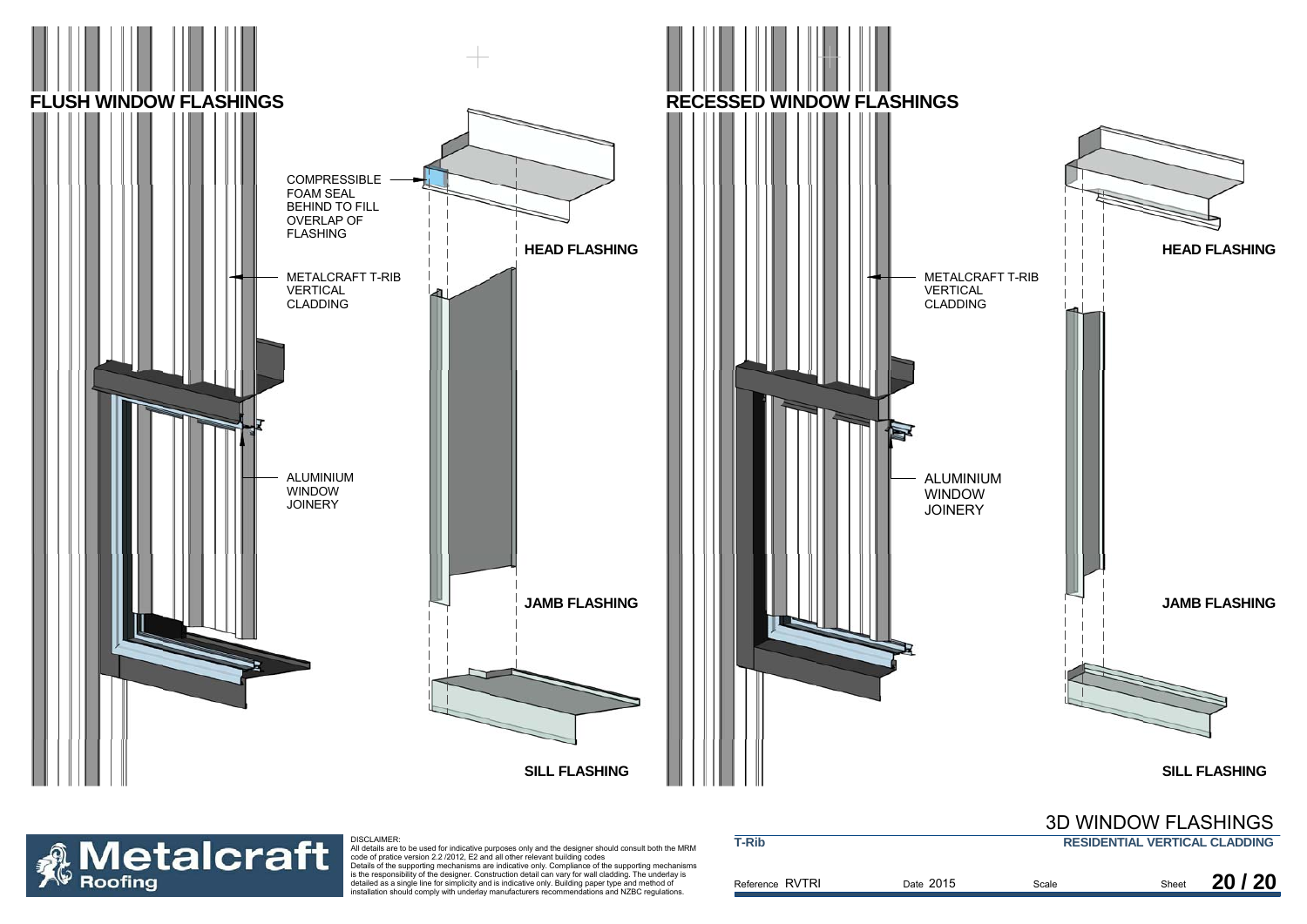## FLUSH WINDOW FLASHINGS

COMPRESSIBLE FOAM SEAL BEHIND TO FILL OVERLAP OF FLASHING

METALCRAFT T-RIB VERTICAL CLADDING

ALUMINIUM WINDOW JOINERY

**HEAD FLASHING**

**JAMB FLASHING**

**SILL FLASHING**

## RECESSED WINDOW FLASHINGS

METALCRAFT T-RIB VERTICAL CLADDING

ALUMINIUM WINDOW JOINERY

**HEAD FLASHING**

**JAMB FLASHING**

**SILL FLASHING**

Metalcraft Roofing

DISCLAIMER:
All details are to be used for indicative purposes only and the designer should consult both the MRM code of pratice version 2.2 /2012, E2 and all other relevant building codes
Details of the supporting mechanisms are indicative only. Compliance of the supporting mechanisms is the responsibility of the designer. Construction detail can vary for wall cladding. The underlay is detailed as a single line for simplicity and is indicative only. Building paper type and method of installation should comply with underlay manufacturers recommendations and NZBC regulations.

# 3D WINDOW FLASHINGS

**T-Rib** — **RESIDENTIAL VERTICAL CLADDING**

Reference RVTRI | Date 2015 | Scale | Sheet **20 / 20**